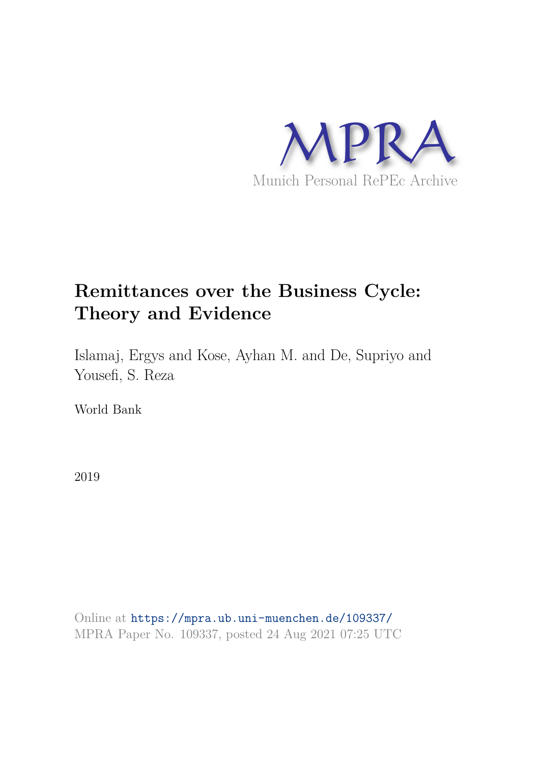MPRA

Munich Personal RePEc Archive

# Remittances over the Business Cycle: Theory and Evidence

Islamaj, Ergys and Kose, Ayhan M. and De, Supriyo and Yousefi, S. Reza

World Bank

2019

Online at https://mpra.ub.uni-muenchen.de/109337/
MPRA Paper No. 109337, posted 24 Aug 2021 07:25 UTC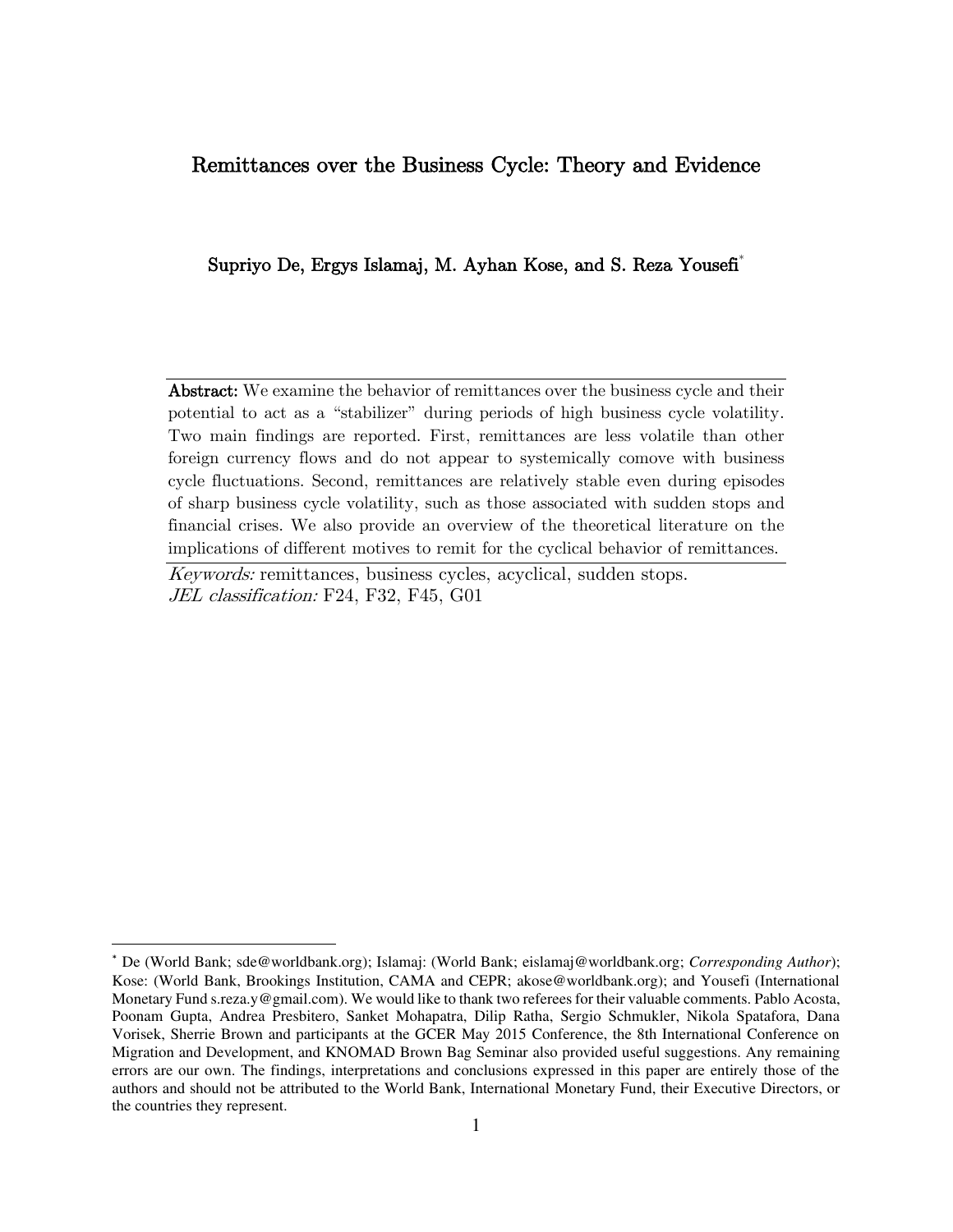# Remittances over the Business Cycle: Theory and Evidence

**Supriyo De, Ergys Islamaj, M. Ayhan Kose, and S. Reza Yousefi**[*]

---

**Abstract:** We examine the behavior of remittances over the business cycle and their potential to act as a "stabilizer" during periods of high business cycle volatility. Two main findings are reported. First, remittances are less volatile than other foreign currency flows and do not appear to systemically comove with business cycle fluctuations. Second, remittances are relatively stable even during episodes of sharp business cycle volatility, such as those associated with sudden stops and financial crises. We also provide an overview of the theoretical literature on the implications of different motives to remit for the cyclical behavior of remittances.

---

*Keywords:* remittances, business cycles, acyclical, sudden stops.
*JEL classification:* F24, F32, F45, G01

---

[*] De (World Bank; sde@worldbank.org); Islamaj: (World Bank; eislamaj@worldbank.org; *Corresponding Author*); Kose: (World Bank, Brookings Institution, CAMA and CEPR; akose@worldbank.org); and Yousefi (International Monetary Fund s.reza.y@gmail.com). We would like to thank two referees for their valuable comments. Pablo Acosta, Poonam Gupta, Andrea Presbitero, Sanket Mohapatra, Dilip Ratha, Sergio Schmukler, Nikola Spatafora, Dana Vorisek, Sherrie Brown and participants at the GCER May 2015 Conference, the 8th International Conference on Migration and Development, and KNOMAD Brown Bag Seminar also provided useful suggestions. Any remaining errors are our own. The findings, interpretations and conclusions expressed in this paper are entirely those of the authors and should not be attributed to the World Bank, International Monetary Fund, their Executive Directors, or the countries they represent.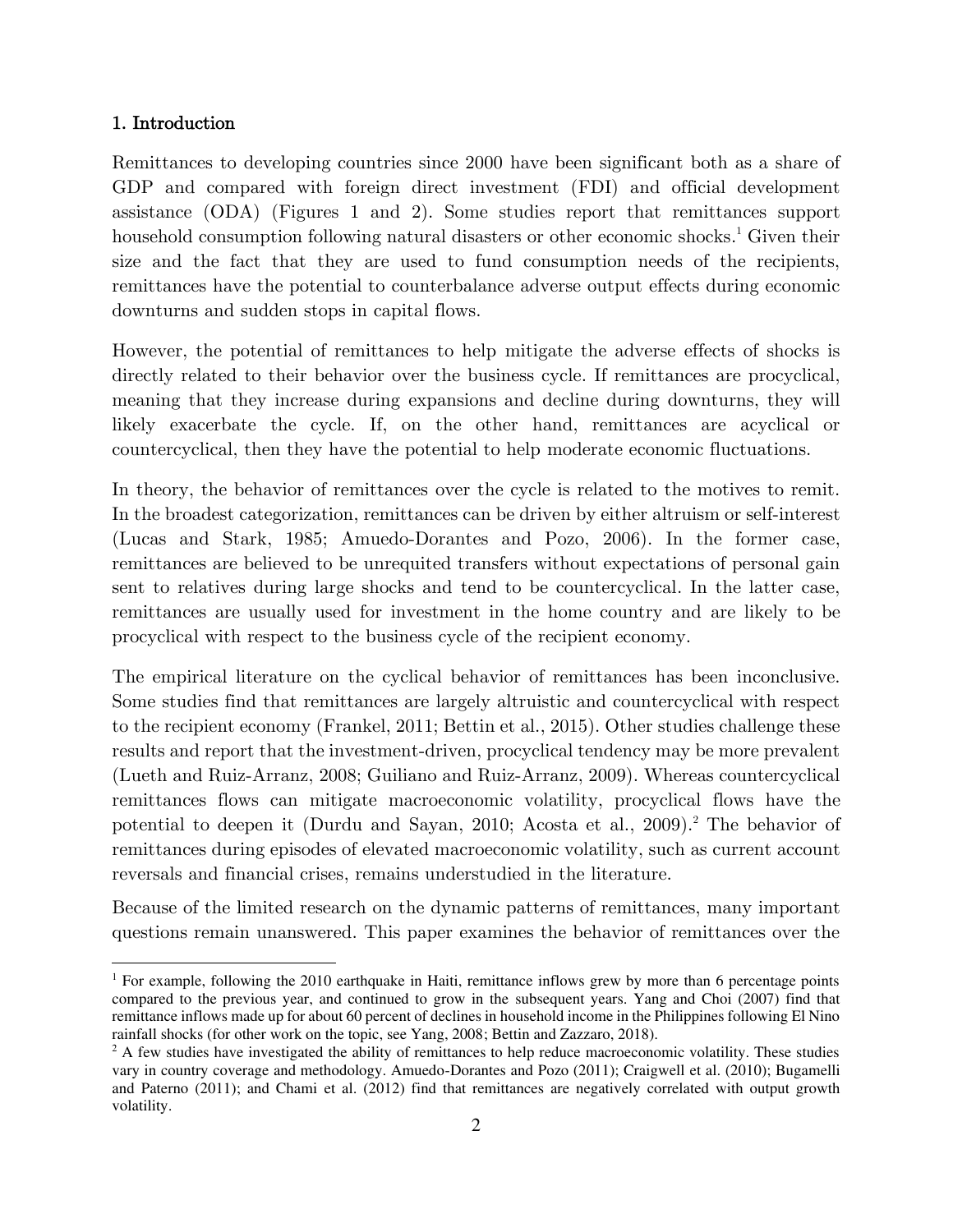## 1. Introduction

Remittances to developing countries since 2000 have been significant both as a share of GDP and compared with foreign direct investment (FDI) and official development assistance (ODA) (Figures 1 and 2). Some studies report that remittances support household consumption following natural disasters or other economic shocks.[1] Given their size and the fact that they are used to fund consumption needs of the recipients, remittances have the potential to counterbalance adverse output effects during economic downturns and sudden stops in capital flows.

However, the potential of remittances to help mitigate the adverse effects of shocks is directly related to their behavior over the business cycle. If remittances are procyclical, meaning that they increase during expansions and decline during downturns, they will likely exacerbate the cycle. If, on the other hand, remittances are acyclical or countercyclical, then they have the potential to help moderate economic fluctuations.

In theory, the behavior of remittances over the cycle is related to the motives to remit. In the broadest categorization, remittances can be driven by either altruism or self-interest (Lucas and Stark, 1985; Amuedo-Dorantes and Pozo, 2006). In the former case, remittances are believed to be unrequited transfers without expectations of personal gain sent to relatives during large shocks and tend to be countercyclical. In the latter case, remittances are usually used for investment in the home country and are likely to be procyclical with respect to the business cycle of the recipient economy.

The empirical literature on the cyclical behavior of remittances has been inconclusive. Some studies find that remittances are largely altruistic and countercyclical with respect to the recipient economy (Frankel, 2011; Bettin et al., 2015). Other studies challenge these results and report that the investment-driven, procyclical tendency may be more prevalent (Lueth and Ruiz-Arranz, 2008; Guiliano and Ruiz-Arranz, 2009). Whereas countercyclical remittances flows can mitigate macroeconomic volatility, procyclical flows have the potential to deepen it (Durdu and Sayan, 2010; Acosta et al., 2009).[2] The behavior of remittances during episodes of elevated macroeconomic volatility, such as current account reversals and financial crises, remains understudied in the literature.

Because of the limited research on the dynamic patterns of remittances, many important questions remain unanswered. This paper examines the behavior of remittances over the

---

[1] For example, following the 2010 earthquake in Haiti, remittance inflows grew by more than 6 percentage points compared to the previous year, and continued to grow in the subsequent years. Yang and Choi (2007) find that remittance inflows made up for about 60 percent of declines in household income in the Philippines following El Nino rainfall shocks (for other work on the topic, see Yang, 2008; Bettin and Zazzaro, 2018).

[2] A few studies have investigated the ability of remittances to help reduce macroeconomic volatility. These studies vary in country coverage and methodology. Amuedo-Dorantes and Pozo (2011); Craigwell et al. (2010); Bugamelli and Paterno (2011); and Chami et al. (2012) find that remittances are negatively correlated with output growth volatility.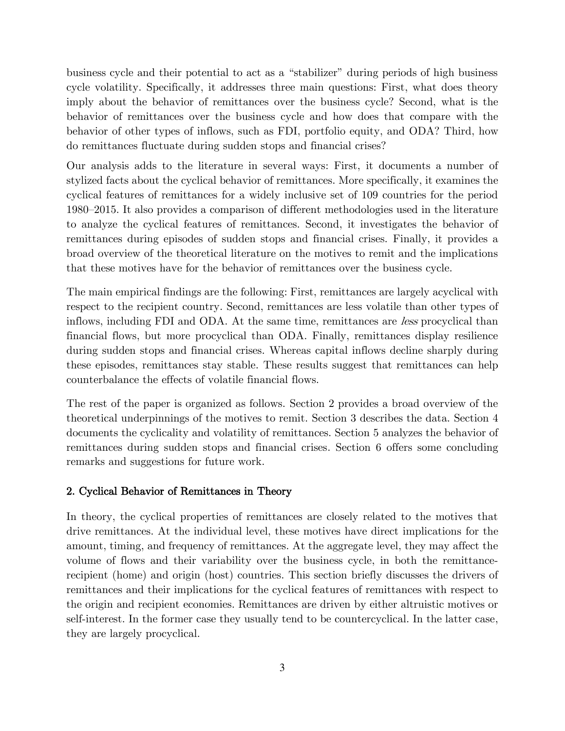business cycle and their potential to act as a "stabilizer" during periods of high business cycle volatility. Specifically, it addresses three main questions: First, what does theory imply about the behavior of remittances over the business cycle? Second, what is the behavior of remittances over the business cycle and how does that compare with the behavior of other types of inflows, such as FDI, portfolio equity, and ODA? Third, how do remittances fluctuate during sudden stops and financial crises?

Our analysis adds to the literature in several ways: First, it documents a number of stylized facts about the cyclical behavior of remittances. More specifically, it examines the cyclical features of remittances for a widely inclusive set of 109 countries for the period 1980–2015. It also provides a comparison of different methodologies used in the literature to analyze the cyclical features of remittances. Second, it investigates the behavior of remittances during episodes of sudden stops and financial crises. Finally, it provides a broad overview of the theoretical literature on the motives to remit and the implications that these motives have for the behavior of remittances over the business cycle.

The main empirical findings are the following: First, remittances are largely acyclical with respect to the recipient country. Second, remittances are less volatile than other types of inflows, including FDI and ODA. At the same time, remittances are *less* procyclical than financial flows, but more procyclical than ODA. Finally, remittances display resilience during sudden stops and financial crises. Whereas capital inflows decline sharply during these episodes, remittances stay stable. These results suggest that remittances can help counterbalance the effects of volatile financial flows.

The rest of the paper is organized as follows. Section 2 provides a broad overview of the theoretical underpinnings of the motives to remit. Section 3 describes the data. Section 4 documents the cyclicality and volatility of remittances. Section 5 analyzes the behavior of remittances during sudden stops and financial crises. Section 6 offers some concluding remarks and suggestions for future work.

## 2. Cyclical Behavior of Remittances in Theory

In theory, the cyclical properties of remittances are closely related to the motives that drive remittances. At the individual level, these motives have direct implications for the amount, timing, and frequency of remittances. At the aggregate level, they may affect the volume of flows and their variability over the business cycle, in both the remittance-recipient (home) and origin (host) countries. This section briefly discusses the drivers of remittances and their implications for the cyclical features of remittances with respect to the origin and recipient economies. Remittances are driven by either altruistic motives or self-interest. In the former case they usually tend to be countercyclical. In the latter case, they are largely procyclical.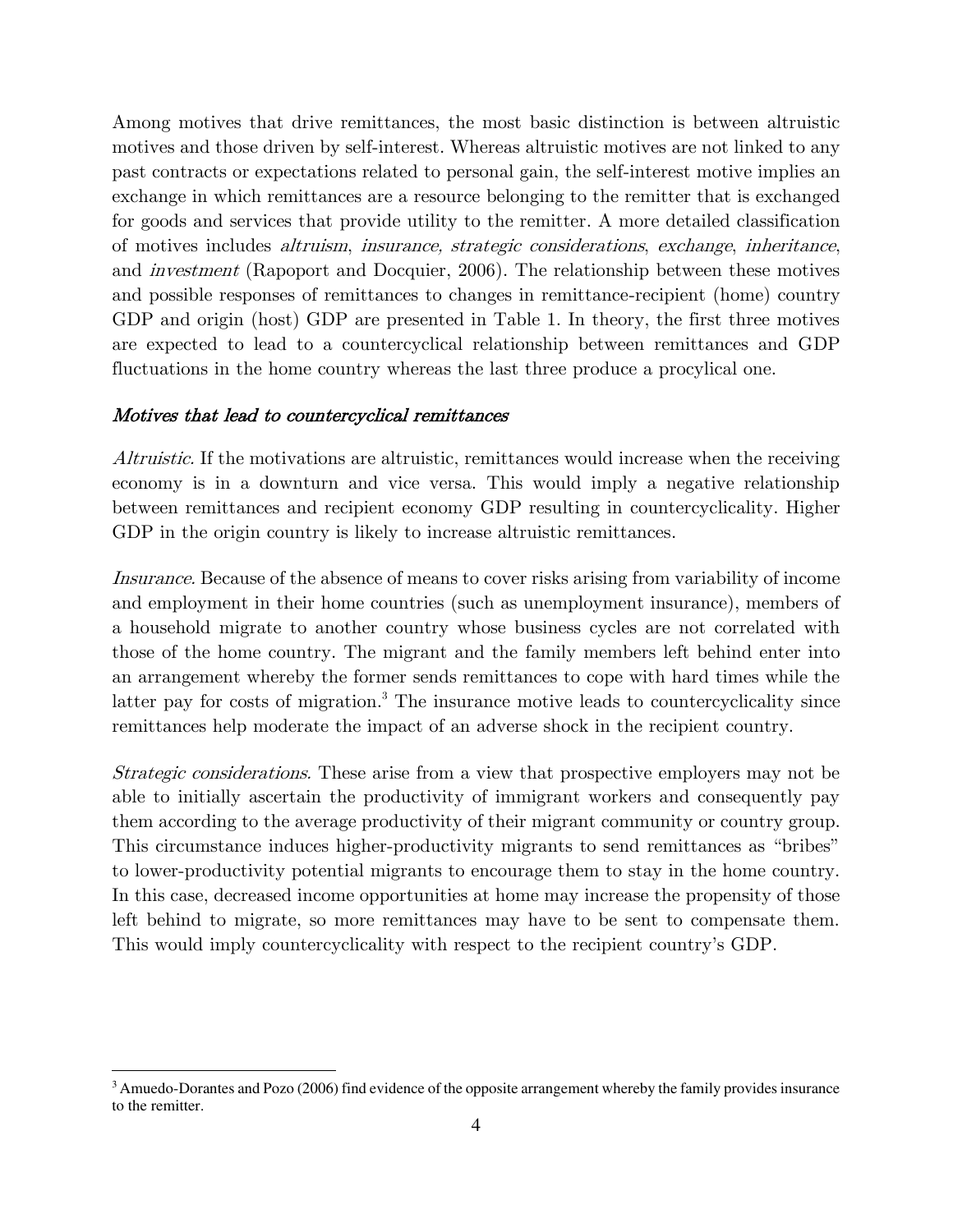Among motives that drive remittances, the most basic distinction is between altruistic motives and those driven by self-interest. Whereas altruistic motives are not linked to any past contracts or expectations related to personal gain, the self-interest motive implies an exchange in which remittances are a resource belonging to the remitter that is exchanged for goods and services that provide utility to the remitter. A more detailed classification of motives includes *altruism*, *insurance, strategic considerations*, *exchange*, *inheritance*, and *investment* (Rapoport and Docquier, 2006). The relationship between these motives and possible responses of remittances to changes in remittance-recipient (home) country GDP and origin (host) GDP are presented in Table 1. In theory, the first three motives are expected to lead to a countercyclical relationship between remittances and GDP fluctuations in the home country whereas the last three produce a procylical one.

*Motives that lead to countercyclical remittances*

*Altruistic.* If the motivations are altruistic, remittances would increase when the receiving economy is in a downturn and vice versa. This would imply a negative relationship between remittances and recipient economy GDP resulting in countercyclicality. Higher GDP in the origin country is likely to increase altruistic remittances.

*Insurance.* Because of the absence of means to cover risks arising from variability of income and employment in their home countries (such as unemployment insurance), members of a household migrate to another country whose business cycles are not correlated with those of the home country. The migrant and the family members left behind enter into an arrangement whereby the former sends remittances to cope with hard times while the latter pay for costs of migration.[3] The insurance motive leads to countercyclicality since remittances help moderate the impact of an adverse shock in the recipient country.

*Strategic considerations.* These arise from a view that prospective employers may not be able to initially ascertain the productivity of immigrant workers and consequently pay them according to the average productivity of their migrant community or country group. This circumstance induces higher-productivity migrants to send remittances as "bribes" to lower-productivity potential migrants to encourage them to stay in the home country. In this case, decreased income opportunities at home may increase the propensity of those left behind to migrate, so more remittances may have to be sent to compensate them. This would imply countercyclicality with respect to the recipient country's GDP.

[3] Amuedo-Dorantes and Pozo (2006) find evidence of the opposite arrangement whereby the family provides insurance to the remitter.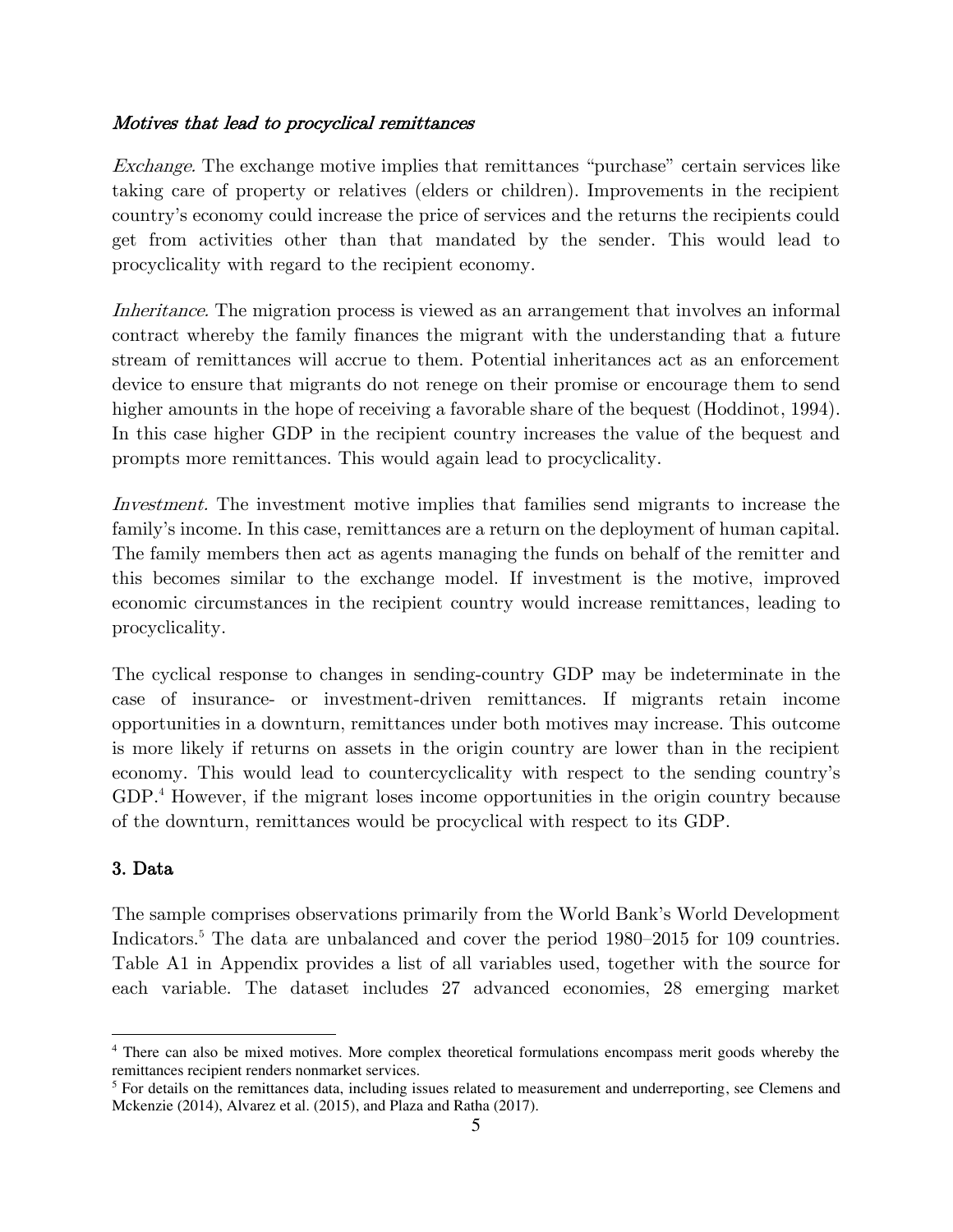*Motives that lead to procyclical remittances*

*Exchange.* The exchange motive implies that remittances "purchase" certain services like taking care of property or relatives (elders or children). Improvements in the recipient country's economy could increase the price of services and the returns the recipients could get from activities other than that mandated by the sender. This would lead to procyclicality with regard to the recipient economy.

*Inheritance.* The migration process is viewed as an arrangement that involves an informal contract whereby the family finances the migrant with the understanding that a future stream of remittances will accrue to them. Potential inheritances act as an enforcement device to ensure that migrants do not renege on their promise or encourage them to send higher amounts in the hope of receiving a favorable share of the bequest (Hoddinot, 1994). In this case higher GDP in the recipient country increases the value of the bequest and prompts more remittances. This would again lead to procyclicality.

*Investment.* The investment motive implies that families send migrants to increase the family's income. In this case, remittances are a return on the deployment of human capital. The family members then act as agents managing the funds on behalf of the remitter and this becomes similar to the exchange model. If investment is the motive, improved economic circumstances in the recipient country would increase remittances, leading to procyclicality.

The cyclical response to changes in sending-country GDP may be indeterminate in the case of insurance- or investment-driven remittances. If migrants retain income opportunities in a downturn, remittances under both motives may increase. This outcome is more likely if returns on assets in the origin country are lower than in the recipient economy. This would lead to countercyclicality with respect to the sending country's GDP.[4] However, if the migrant loses income opportunities in the origin country because of the downturn, remittances would be procyclical with respect to its GDP.

## 3. Data

The sample comprises observations primarily from the World Bank's World Development Indicators.[5] The data are unbalanced and cover the period 1980–2015 for 109 countries. Table A1 in Appendix provides a list of all variables used, together with the source for each variable. The dataset includes 27 advanced economies, 28 emerging market

---

[4] There can also be mixed motives. More complex theoretical formulations encompass merit goods whereby the remittances recipient renders nonmarket services.

[5] For details on the remittances data, including issues related to measurement and underreporting, see Clemens and Mckenzie (2014), Alvarez et al. (2015), and Plaza and Ratha (2017).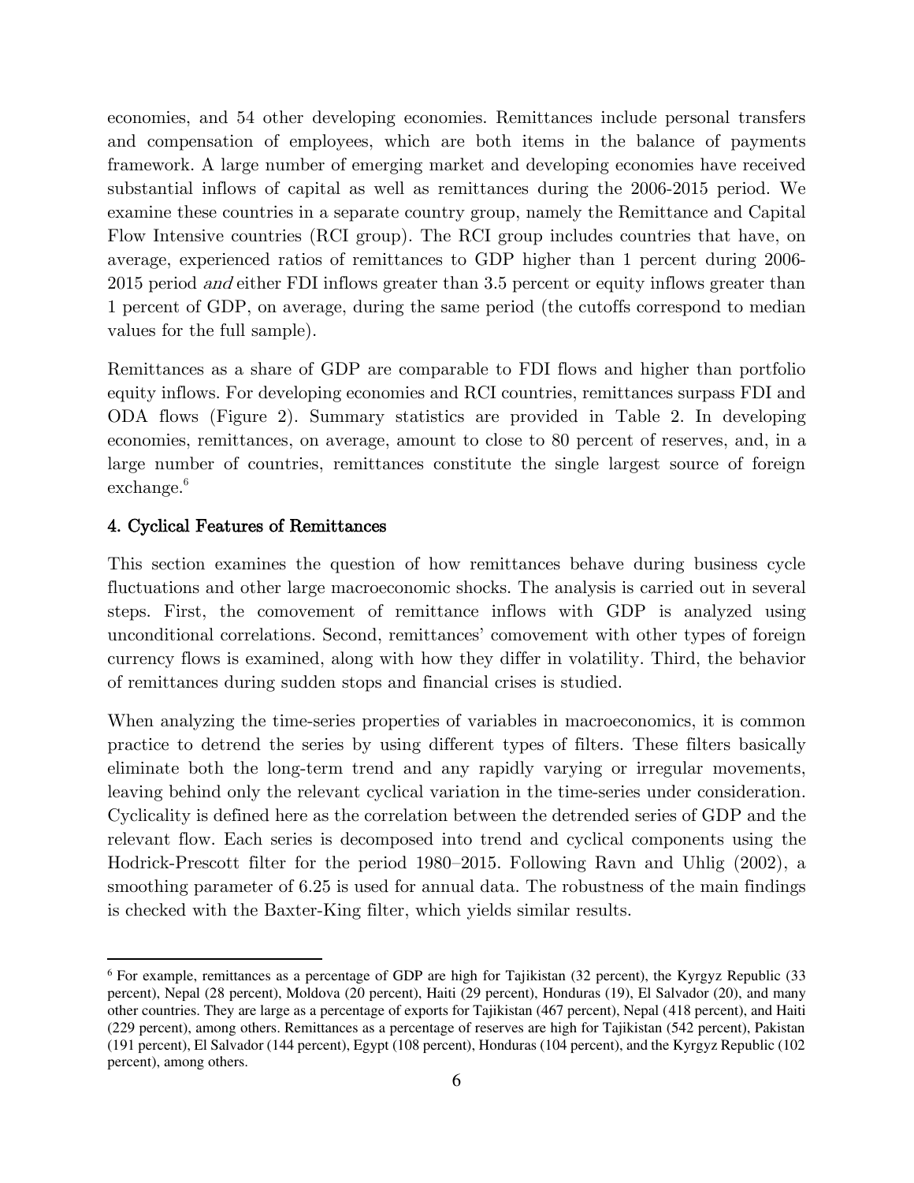economies, and 54 other developing economies. Remittances include personal transfers and compensation of employees, which are both items in the balance of payments framework. A large number of emerging market and developing economies have received substantial inflows of capital as well as remittances during the 2006-2015 period. We examine these countries in a separate country group, namely the Remittance and Capital Flow Intensive countries (RCI group). The RCI group includes countries that have, on average, experienced ratios of remittances to GDP higher than 1 percent during 2006-2015 period *and* either FDI inflows greater than 3.5 percent or equity inflows greater than 1 percent of GDP, on average, during the same period (the cutoffs correspond to median values for the full sample).

Remittances as a share of GDP are comparable to FDI flows and higher than portfolio equity inflows. For developing economies and RCI countries, remittances surpass FDI and ODA flows (Figure 2). Summary statistics are provided in Table 2. In developing economies, remittances, on average, amount to close to 80 percent of reserves, and, in a large number of countries, remittances constitute the single largest source of foreign exchange.[6]

### 4. Cyclical Features of Remittances

This section examines the question of how remittances behave during business cycle fluctuations and other large macroeconomic shocks. The analysis is carried out in several steps. First, the comovement of remittance inflows with GDP is analyzed using unconditional correlations. Second, remittances' comovement with other types of foreign currency flows is examined, along with how they differ in volatility. Third, the behavior of remittances during sudden stops and financial crises is studied.

When analyzing the time-series properties of variables in macroeconomics, it is common practice to detrend the series by using different types of filters. These filters basically eliminate both the long-term trend and any rapidly varying or irregular movements, leaving behind only the relevant cyclical variation in the time-series under consideration. Cyclicality is defined here as the correlation between the detrended series of GDP and the relevant flow. Each series is decomposed into trend and cyclical components using the Hodrick-Prescott filter for the period 1980–2015. Following Ravn and Uhlig (2002), a smoothing parameter of 6.25 is used for annual data. The robustness of the main findings is checked with the Baxter-King filter, which yields similar results.

---

[6] For example, remittances as a percentage of GDP are high for Tajikistan (32 percent), the Kyrgyz Republic (33 percent), Nepal (28 percent), Moldova (20 percent), Haiti (29 percent), Honduras (19), El Salvador (20), and many other countries. They are large as a percentage of exports for Tajikistan (467 percent), Nepal (418 percent), and Haiti (229 percent), among others. Remittances as a percentage of reserves are high for Tajikistan (542 percent), Pakistan (191 percent), El Salvador (144 percent), Egypt (108 percent), Honduras (104 percent), and the Kyrgyz Republic (102 percent), among others.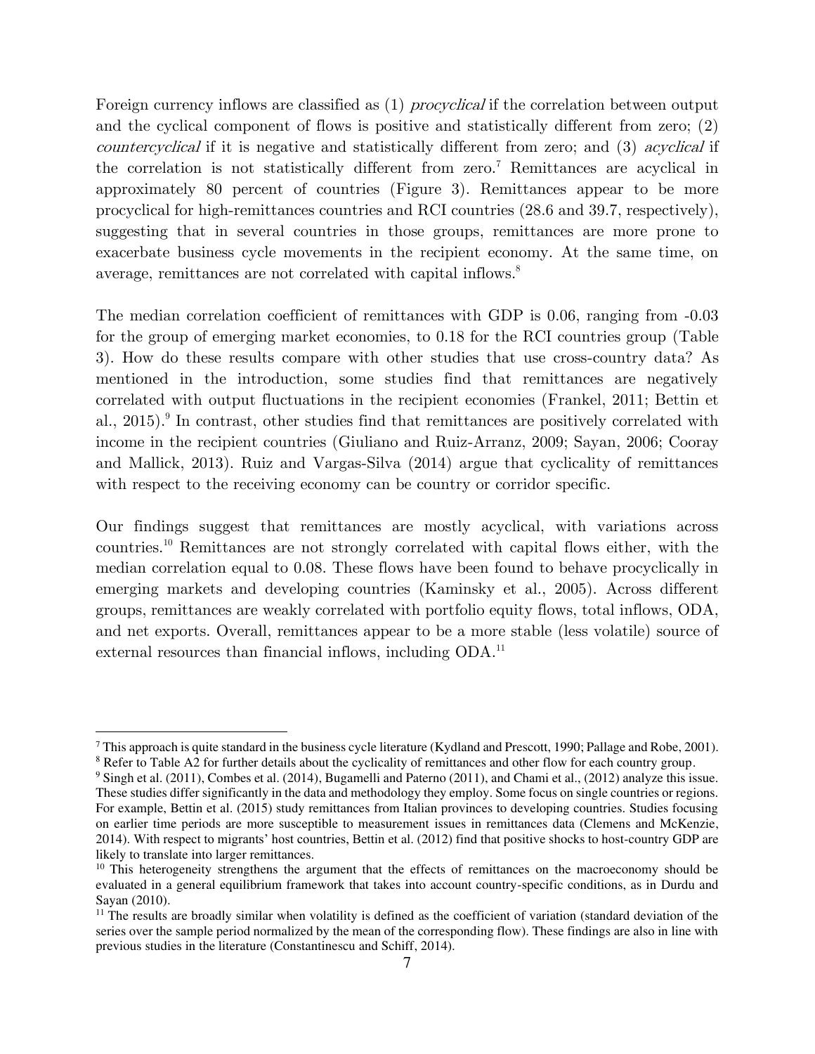Foreign currency inflows are classified as (1) *procyclical* if the correlation between output and the cyclical component of flows is positive and statistically different from zero; (2) *countercyclical* if it is negative and statistically different from zero; and (3) *acyclical* if the correlation is not statistically different from zero.[7] Remittances are acyclical in approximately 80 percent of countries (Figure 3). Remittances appear to be more procyclical for high-remittances countries and RCI countries (28.6 and 39.7, respectively), suggesting that in several countries in those groups, remittances are more prone to exacerbate business cycle movements in the recipient economy. At the same time, on average, remittances are not correlated with capital inflows.[8]

The median correlation coefficient of remittances with GDP is 0.06, ranging from -0.03 for the group of emerging market economies, to 0.18 for the RCI countries group (Table 3). How do these results compare with other studies that use cross-country data? As mentioned in the introduction, some studies find that remittances are negatively correlated with output fluctuations in the recipient economies (Frankel, 2011; Bettin et al., 2015).[9] In contrast, other studies find that remittances are positively correlated with income in the recipient countries (Giuliano and Ruiz-Arranz, 2009; Sayan, 2006; Cooray and Mallick, 2013). Ruiz and Vargas-Silva (2014) argue that cyclicality of remittances with respect to the receiving economy can be country or corridor specific.

Our findings suggest that remittances are mostly acyclical, with variations across countries.[10] Remittances are not strongly correlated with capital flows either, with the median correlation equal to 0.08. These flows have been found to behave procyclically in emerging markets and developing countries (Kaminsky et al., 2005). Across different groups, remittances are weakly correlated with portfolio equity flows, total inflows, ODA, and net exports. Overall, remittances appear to be a more stable (less volatile) source of external resources than financial inflows, including ODA.[11]

---

[7] This approach is quite standard in the business cycle literature (Kydland and Prescott, 1990; Pallage and Robe, 2001).

[8] Refer to Table A2 for further details about the cyclicality of remittances and other flow for each country group.

[9] Singh et al. (2011), Combes et al. (2014), Bugamelli and Paterno (2011), and Chami et al., (2012) analyze this issue. These studies differ significantly in the data and methodology they employ. Some focus on single countries or regions. For example, Bettin et al. (2015) study remittances from Italian provinces to developing countries. Studies focusing on earlier time periods are more susceptible to measurement issues in remittances data (Clemens and McKenzie, 2014). With respect to migrants' host countries, Bettin et al. (2012) find that positive shocks to host-country GDP are likely to translate into larger remittances.

[10] This heterogeneity strengthens the argument that the effects of remittances on the macroeconomy should be evaluated in a general equilibrium framework that takes into account country-specific conditions, as in Durdu and Sayan (2010).

[11] The results are broadly similar when volatility is defined as the coefficient of variation (standard deviation of the series over the sample period normalized by the mean of the corresponding flow). These findings are also in line with previous studies in the literature (Constantinescu and Schiff, 2014).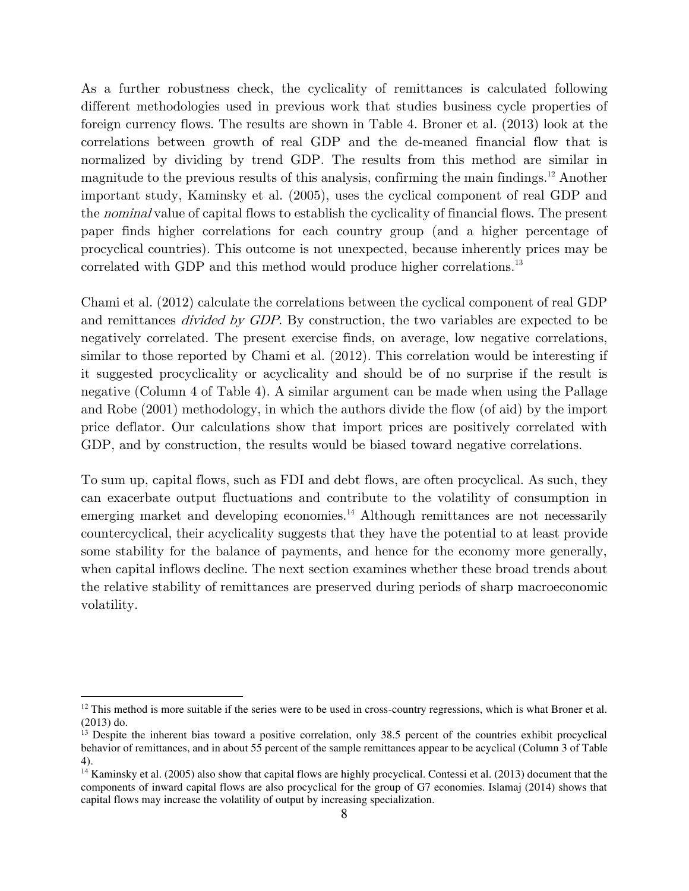As a further robustness check, the cyclicality of remittances is calculated following different methodologies used in previous work that studies business cycle properties of foreign currency flows. The results are shown in Table 4. Broner et al. (2013) look at the correlations between growth of real GDP and the de-meaned financial flow that is normalized by dividing by trend GDP. The results from this method are similar in magnitude to the previous results of this analysis, confirming the main findings.[12] Another important study, Kaminsky et al. (2005), uses the cyclical component of real GDP and the *nominal* value of capital flows to establish the cyclicality of financial flows. The present paper finds higher correlations for each country group (and a higher percentage of procyclical countries). This outcome is not unexpected, because inherently prices may be correlated with GDP and this method would produce higher correlations.[13]

Chami et al. (2012) calculate the correlations between the cyclical component of real GDP and remittances *divided by GDP*. By construction, the two variables are expected to be negatively correlated. The present exercise finds, on average, low negative correlations, similar to those reported by Chami et al. (2012). This correlation would be interesting if it suggested procyclicality or acyclicality and should be of no surprise if the result is negative (Column 4 of Table 4). A similar argument can be made when using the Pallage and Robe (2001) methodology, in which the authors divide the flow (of aid) by the import price deflator. Our calculations show that import prices are positively correlated with GDP, and by construction, the results would be biased toward negative correlations.

To sum up, capital flows, such as FDI and debt flows, are often procyclical. As such, they can exacerbate output fluctuations and contribute to the volatility of consumption in emerging market and developing economies.[14] Although remittances are not necessarily countercyclical, their acyclicality suggests that they have the potential to at least provide some stability for the balance of payments, and hence for the economy more generally, when capital inflows decline. The next section examines whether these broad trends about the relative stability of remittances are preserved during periods of sharp macroeconomic volatility.

---

[12] This method is more suitable if the series were to be used in cross-country regressions, which is what Broner et al. (2013) do.

[13] Despite the inherent bias toward a positive correlation, only 38.5 percent of the countries exhibit procyclical behavior of remittances, and in about 55 percent of the sample remittances appear to be acyclical (Column 3 of Table 4).

[14] Kaminsky et al. (2005) also show that capital flows are highly procyclical. Contessi et al. (2013) document that the components of inward capital flows are also procyclical for the group of G7 economies. Islamaj (2014) shows that capital flows may increase the volatility of output by increasing specialization.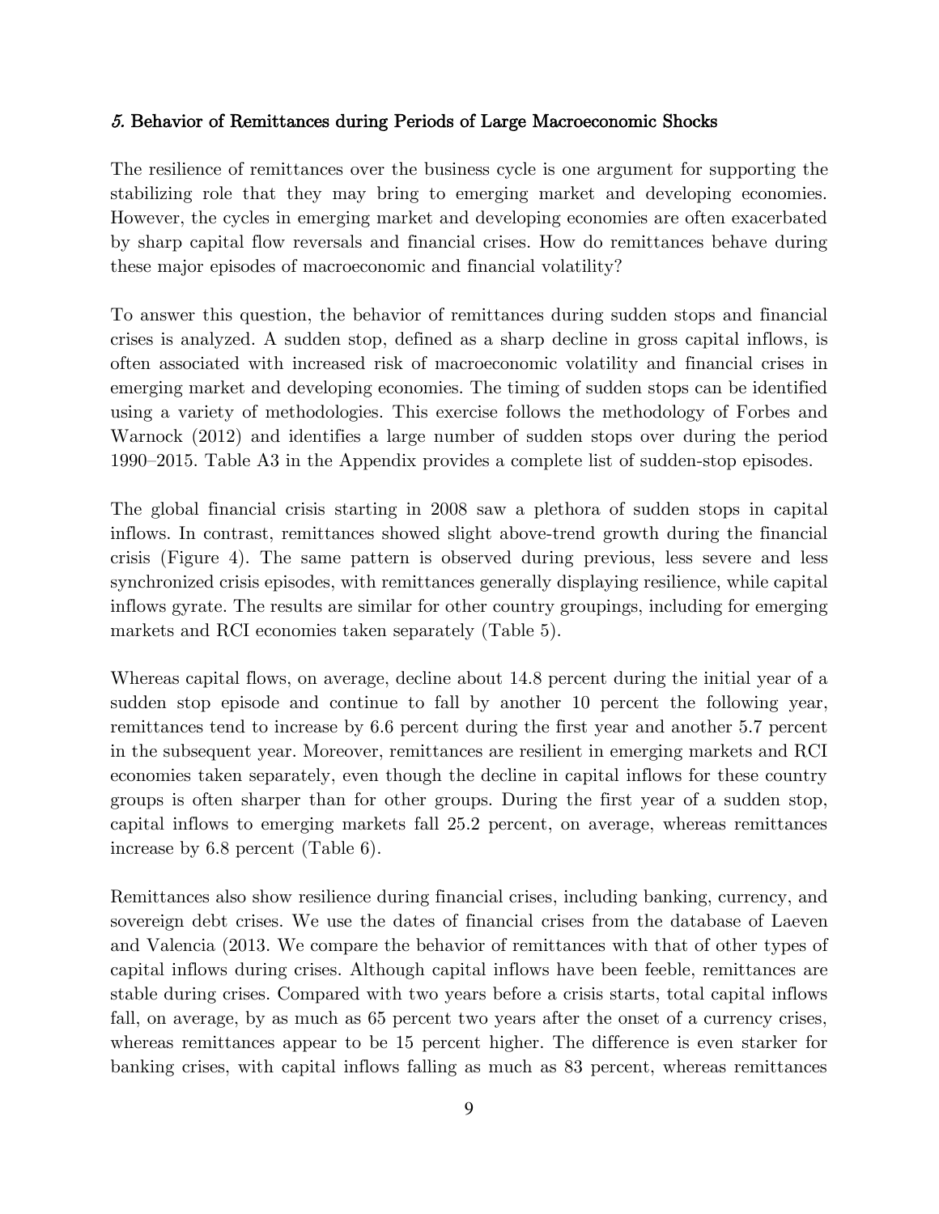### *5.* Behavior of Remittances during Periods of Large Macroeconomic Shocks

The resilience of remittances over the business cycle is one argument for supporting the stabilizing role that they may bring to emerging market and developing economies. However, the cycles in emerging market and developing economies are often exacerbated by sharp capital flow reversals and financial crises. How do remittances behave during these major episodes of macroeconomic and financial volatility?

To answer this question, the behavior of remittances during sudden stops and financial crises is analyzed. A sudden stop, defined as a sharp decline in gross capital inflows, is often associated with increased risk of macroeconomic volatility and financial crises in emerging market and developing economies. The timing of sudden stops can be identified using a variety of methodologies. This exercise follows the methodology of Forbes and Warnock (2012) and identifies a large number of sudden stops over during the period 1990–2015. Table A3 in the Appendix provides a complete list of sudden-stop episodes.

The global financial crisis starting in 2008 saw a plethora of sudden stops in capital inflows. In contrast, remittances showed slight above-trend growth during the financial crisis (Figure 4). The same pattern is observed during previous, less severe and less synchronized crisis episodes, with remittances generally displaying resilience, while capital inflows gyrate. The results are similar for other country groupings, including for emerging markets and RCI economies taken separately (Table 5).

Whereas capital flows, on average, decline about 14.8 percent during the initial year of a sudden stop episode and continue to fall by another 10 percent the following year, remittances tend to increase by 6.6 percent during the first year and another 5.7 percent in the subsequent year. Moreover, remittances are resilient in emerging markets and RCI economies taken separately, even though the decline in capital inflows for these country groups is often sharper than for other groups. During the first year of a sudden stop, capital inflows to emerging markets fall 25.2 percent, on average, whereas remittances increase by 6.8 percent (Table 6).

Remittances also show resilience during financial crises, including banking, currency, and sovereign debt crises. We use the dates of financial crises from the database of Laeven and Valencia (2013. We compare the behavior of remittances with that of other types of capital inflows during crises. Although capital inflows have been feeble, remittances are stable during crises. Compared with two years before a crisis starts, total capital inflows fall, on average, by as much as 65 percent two years after the onset of a currency crises, whereas remittances appear to be 15 percent higher. The difference is even starker for banking crises, with capital inflows falling as much as 83 percent, whereas remittances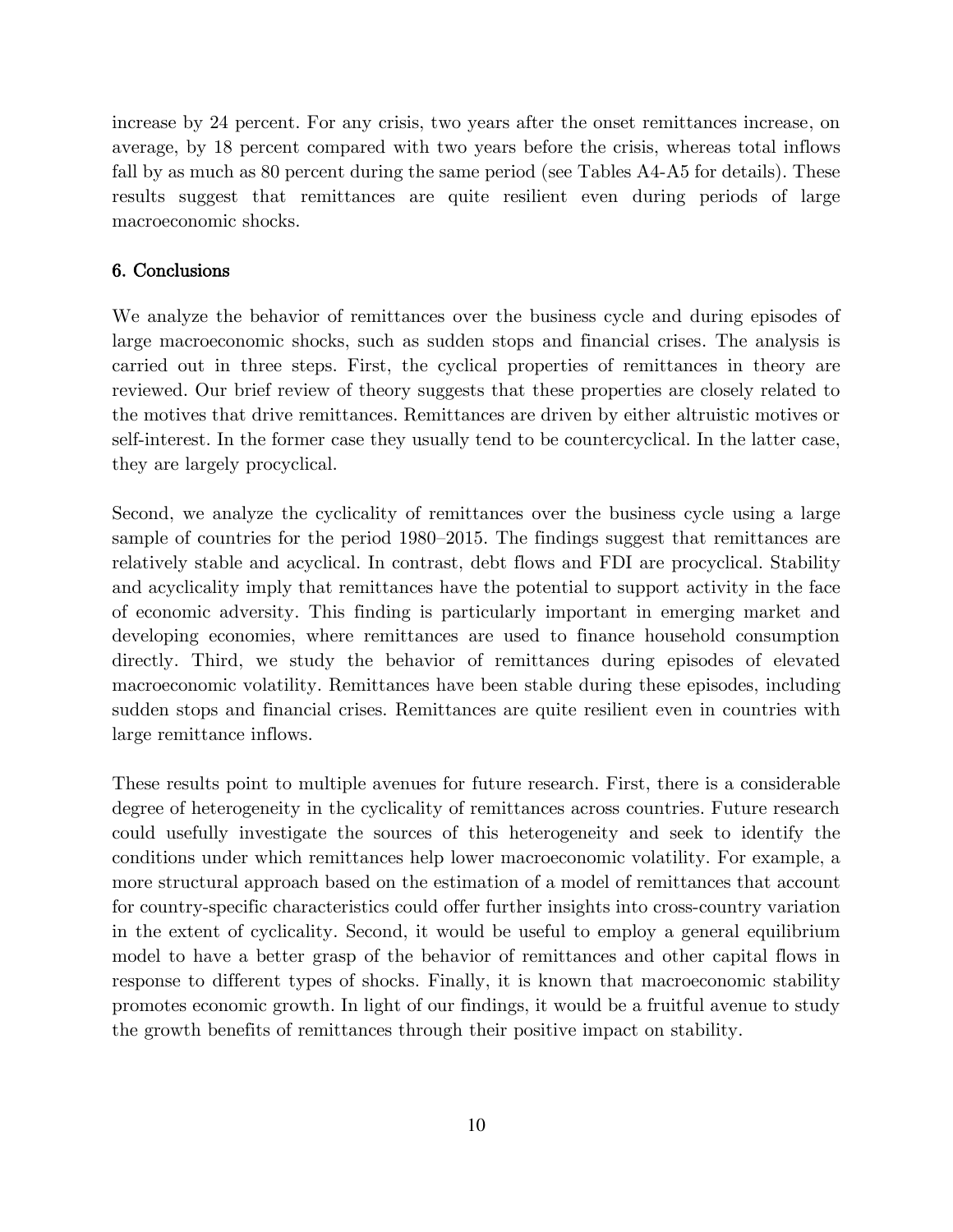increase by 24 percent. For any crisis, two years after the onset remittances increase, on average, by 18 percent compared with two years before the crisis, whereas total inflows fall by as much as 80 percent during the same period (see Tables A4-A5 for details). These results suggest that remittances are quite resilient even during periods of large macroeconomic shocks.

## 6. Conclusions

We analyze the behavior of remittances over the business cycle and during episodes of large macroeconomic shocks, such as sudden stops and financial crises. The analysis is carried out in three steps. First, the cyclical properties of remittances in theory are reviewed. Our brief review of theory suggests that these properties are closely related to the motives that drive remittances. Remittances are driven by either altruistic motives or self-interest. In the former case they usually tend to be countercyclical. In the latter case, they are largely procyclical.

Second, we analyze the cyclicality of remittances over the business cycle using a large sample of countries for the period 1980–2015. The findings suggest that remittances are relatively stable and acyclical. In contrast, debt flows and FDI are procyclical. Stability and acyclicality imply that remittances have the potential to support activity in the face of economic adversity. This finding is particularly important in emerging market and developing economies, where remittances are used to finance household consumption directly. Third, we study the behavior of remittances during episodes of elevated macroeconomic volatility. Remittances have been stable during these episodes, including sudden stops and financial crises. Remittances are quite resilient even in countries with large remittance inflows.

These results point to multiple avenues for future research. First, there is a considerable degree of heterogeneity in the cyclicality of remittances across countries. Future research could usefully investigate the sources of this heterogeneity and seek to identify the conditions under which remittances help lower macroeconomic volatility. For example, a more structural approach based on the estimation of a model of remittances that account for country-specific characteristics could offer further insights into cross-country variation in the extent of cyclicality. Second, it would be useful to employ a general equilibrium model to have a better grasp of the behavior of remittances and other capital flows in response to different types of shocks. Finally, it is known that macroeconomic stability promotes economic growth. In light of our findings, it would be a fruitful avenue to study the growth benefits of remittances through their positive impact on stability.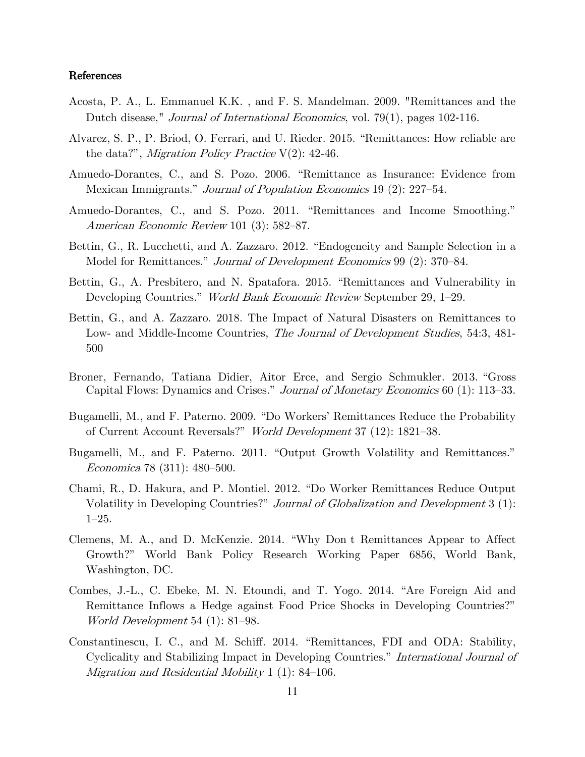### References

Acosta, P. A., L. Emmanuel K.K. , and F. S. Mandelman. 2009. "Remittances and the Dutch disease," *Journal of International Economics*, vol. 79(1), pages 102-116.

Alvarez, S. P., P. Briod, O. Ferrari, and U. Rieder. 2015. "Remittances: How reliable are the data?", *Migration Policy Practice* V(2): 42-46.

Amuedo-Dorantes, C., and S. Pozo. 2006. "Remittance as Insurance: Evidence from Mexican Immigrants." *Journal of Population Economics* 19 (2): 227–54.

Amuedo-Dorantes, C., and S. Pozo. 2011. "Remittances and Income Smoothing." *American Economic Review* 101 (3): 582–87.

Bettin, G., R. Lucchetti, and A. Zazzaro. 2012. "Endogeneity and Sample Selection in a Model for Remittances." *Journal of Development Economics* 99 (2): 370–84.

Bettin, G., A. Presbitero, and N. Spatafora. 2015. "Remittances and Vulnerability in Developing Countries." *World Bank Economic Review* September 29, 1–29.

Bettin, G., and A. Zazzaro. 2018. The Impact of Natural Disasters on Remittances to Low- and Middle-Income Countries, *The Journal of Development Studies*, 54:3, 481-500

Broner, Fernando, Tatiana Didier, Aitor Erce, and Sergio Schmukler. 2013. "Gross Capital Flows: Dynamics and Crises." *Journal of Monetary Economics* 60 (1): 113–33.

Bugamelli, M., and F. Paterno. 2009. "Do Workers' Remittances Reduce the Probability of Current Account Reversals?" *World Development* 37 (12): 1821–38.

Bugamelli, M., and F. Paterno. 2011. "Output Growth Volatility and Remittances." *Economica* 78 (311): 480–500.

Chami, R., D. Hakura, and P. Montiel. 2012. "Do Worker Remittances Reduce Output Volatility in Developing Countries?" *Journal of Globalization and Development* 3 (1): 1–25.

Clemens, M. A., and D. McKenzie. 2014. "Why Don t Remittances Appear to Affect Growth?" World Bank Policy Research Working Paper 6856, World Bank, Washington, DC.

Combes, J.-L., C. Ebeke, M. N. Etoundi, and T. Yogo. 2014. "Are Foreign Aid and Remittance Inflows a Hedge against Food Price Shocks in Developing Countries?" *World Development* 54 (1): 81–98.

Constantinescu, I. C., and M. Schiff. 2014. "Remittances, FDI and ODA: Stability, Cyclicality and Stabilizing Impact in Developing Countries." *International Journal of Migration and Residential Mobility* 1 (1): 84–106.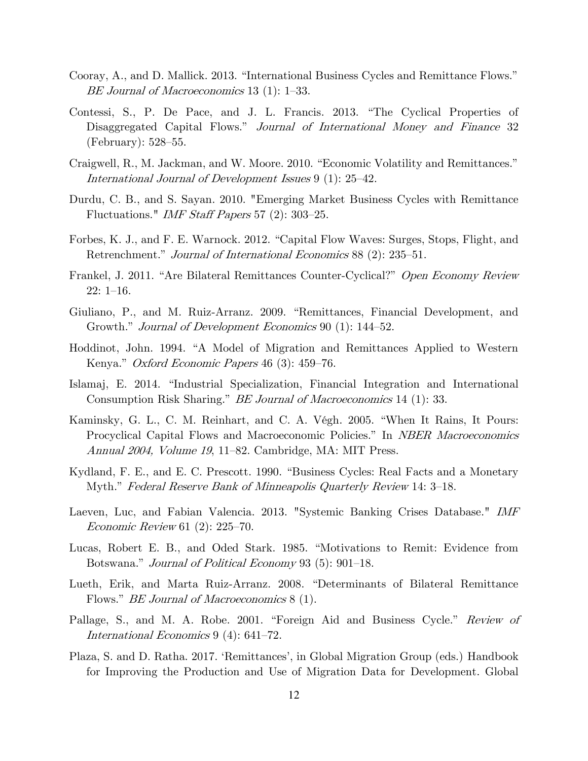Cooray, A., and D. Mallick. 2013. "International Business Cycles and Remittance Flows." *BE Journal of Macroeconomics* 13 (1): 1–33.

Contessi, S., P. De Pace, and J. L. Francis. 2013. "The Cyclical Properties of Disaggregated Capital Flows." *Journal of International Money and Finance* 32 (February): 528–55.

Craigwell, R., M. Jackman, and W. Moore. 2010. "Economic Volatility and Remittances." *International Journal of Development Issues* 9 (1): 25–42.

Durdu, C. B., and S. Sayan. 2010. "Emerging Market Business Cycles with Remittance Fluctuations." *IMF Staff Papers* 57 (2): 303–25.

Forbes, K. J., and F. E. Warnock. 2012. "Capital Flow Waves: Surges, Stops, Flight, and Retrenchment." *Journal of International Economics* 88 (2): 235–51.

Frankel, J. 2011. "Are Bilateral Remittances Counter-Cyclical?" *Open Economy Review* 22: 1–16.

Giuliano, P., and M. Ruiz-Arranz. 2009. "Remittances, Financial Development, and Growth." *Journal of Development Economics* 90 (1): 144–52.

Hoddinot, John. 1994. "A Model of Migration and Remittances Applied to Western Kenya." *Oxford Economic Papers* 46 (3): 459–76.

Islamaj, E. 2014. "Industrial Specialization, Financial Integration and International Consumption Risk Sharing." *BE Journal of Macroeconomics* 14 (1): 33.

Kaminsky, G. L., C. M. Reinhart, and C. A. Végh. 2005. "When It Rains, It Pours: Procyclical Capital Flows and Macroeconomic Policies." In *NBER Macroeconomics Annual 2004, Volume 19*, 11–82. Cambridge, MA: MIT Press.

Kydland, F. E., and E. C. Prescott. 1990. "Business Cycles: Real Facts and a Monetary Myth." *Federal Reserve Bank of Minneapolis Quarterly Review* 14: 3–18.

Laeven, Luc, and Fabian Valencia. 2013. "Systemic Banking Crises Database." *IMF Economic Review* 61 (2): 225–70.

Lucas, Robert E. B., and Oded Stark. 1985. "Motivations to Remit: Evidence from Botswana." *Journal of Political Economy* 93 (5): 901–18.

Lueth, Erik, and Marta Ruiz-Arranz. 2008. "Determinants of Bilateral Remittance Flows." *BE Journal of Macroeconomics* 8 (1).

Pallage, S., and M. A. Robe. 2001. "Foreign Aid and Business Cycle." *Review of International Economics* 9 (4): 641–72.

Plaza, S. and D. Ratha. 2017. 'Remittances', in Global Migration Group (eds.) Handbook for Improving the Production and Use of Migration Data for Development. Global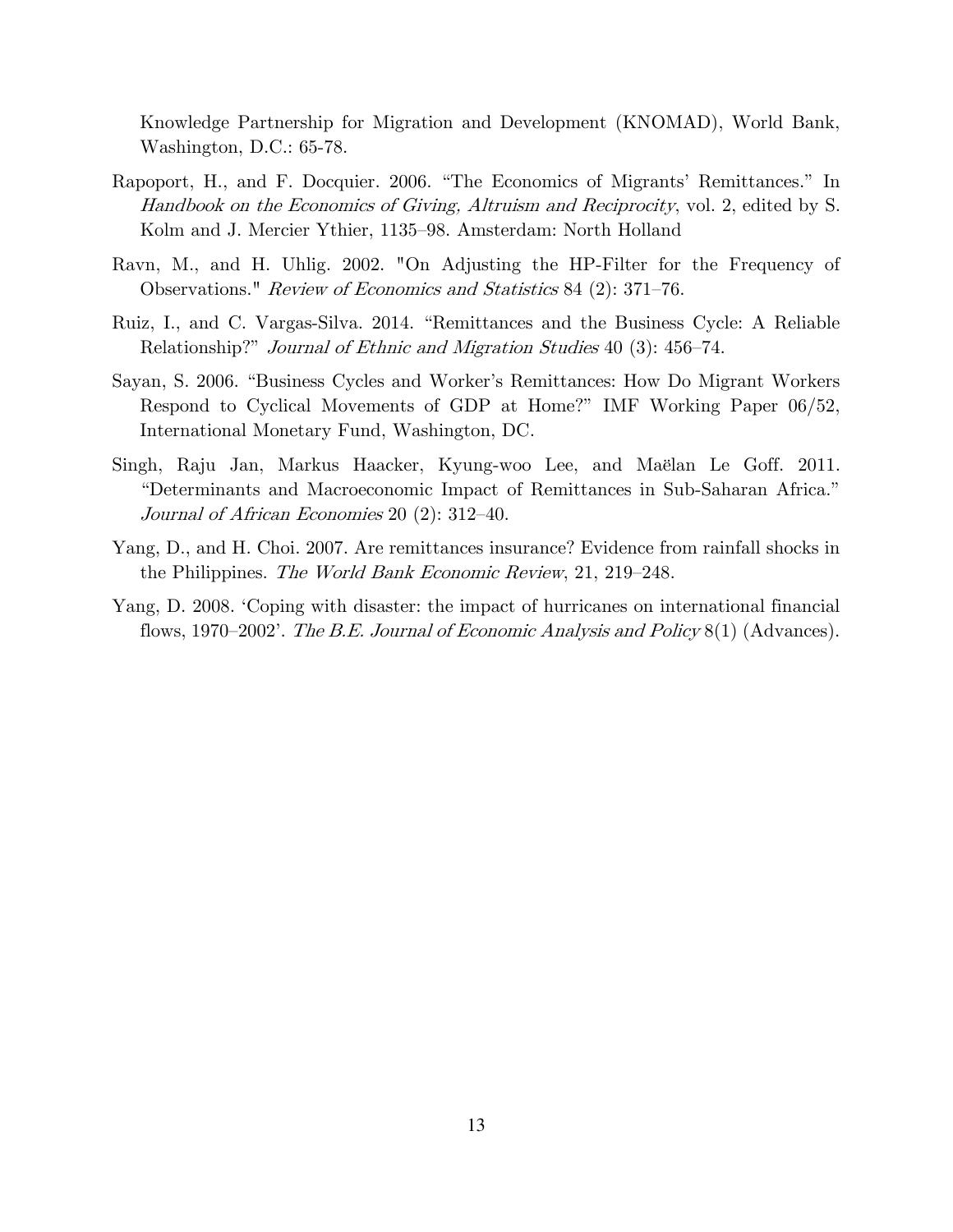Knowledge Partnership for Migration and Development (KNOMAD), World Bank, Washington, D.C.: 65-78.

Rapoport, H., and F. Docquier. 2006. "The Economics of Migrants' Remittances." In *Handbook on the Economics of Giving, Altruism and Reciprocity*, vol. 2, edited by S. Kolm and J. Mercier Ythier, 1135–98. Amsterdam: North Holland

Ravn, M., and H. Uhlig. 2002. "On Adjusting the HP-Filter for the Frequency of Observations." *Review of Economics and Statistics* 84 (2): 371–76.

Ruiz, I., and C. Vargas-Silva. 2014. "Remittances and the Business Cycle: A Reliable Relationship?" *Journal of Ethnic and Migration Studies* 40 (3): 456–74.

Sayan, S. 2006. "Business Cycles and Worker's Remittances: How Do Migrant Workers Respond to Cyclical Movements of GDP at Home?" IMF Working Paper 06/52, International Monetary Fund, Washington, DC.

Singh, Raju Jan, Markus Haacker, Kyung-woo Lee, and Maëlan Le Goff. 2011. "Determinants and Macroeconomic Impact of Remittances in Sub-Saharan Africa." *Journal of African Economies* 20 (2): 312–40.

Yang, D., and H. Choi. 2007. Are remittances insurance? Evidence from rainfall shocks in the Philippines. *The World Bank Economic Review*, 21, 219–248.

Yang, D. 2008. 'Coping with disaster: the impact of hurricanes on international financial flows, 1970–2002'. *The B.E. Journal of Economic Analysis and Policy* 8(1) (Advances).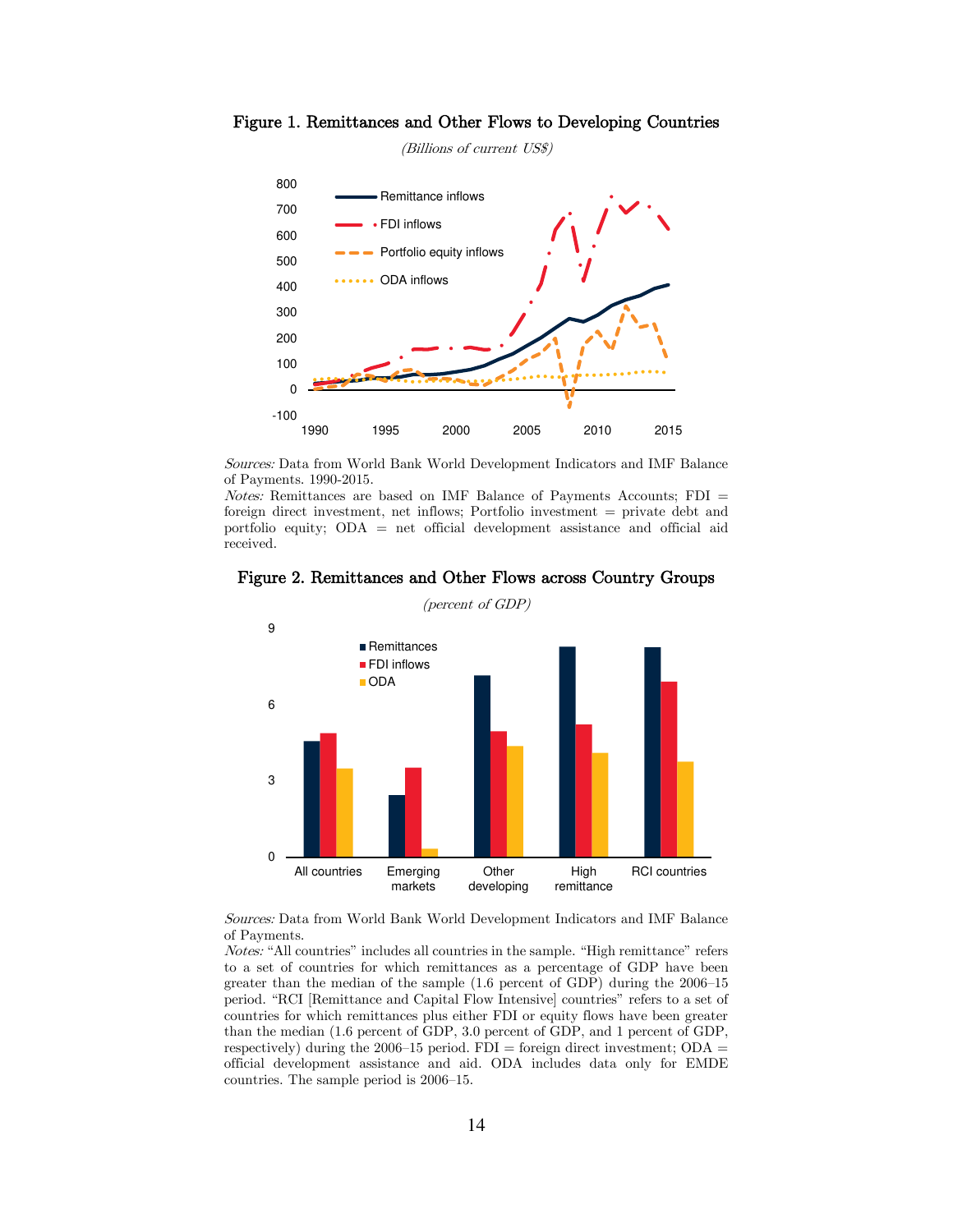**Figure 1. Remittances and Other Flows to Developing Countries**

*(Billions of current US$)*

*Sources:* Data from World Bank World Development Indicators and IMF Balance of Payments. 1990-2015.
*Notes:* Remittances are based on IMF Balance of Payments Accounts; FDI = foreign direct investment, net inflows; Portfolio investment = private debt and portfolio equity; ODA = net official development assistance and official aid received.

**Figure 2. Remittances and Other Flows across Country Groups**

*(percent of GDP)*

*Sources:* Data from World Bank World Development Indicators and IMF Balance of Payments.
*Notes:* "All countries" includes all countries in the sample. "High remittance" refers to a set of countries for which remittances as a percentage of GDP have been greater than the median of the sample (1.6 percent of GDP) during the 2006–15 period. "RCI [Remittance and Capital Flow Intensive] countries" refers to a set of countries for which remittances plus either FDI or equity flows have been greater than the median (1.6 percent of GDP, 3.0 percent of GDP, and 1 percent of GDP, respectively) during the 2006–15 period. FDI = foreign direct investment; ODA = official development assistance and aid. ODA includes data only for EMDE countries. The sample period is 2006–15.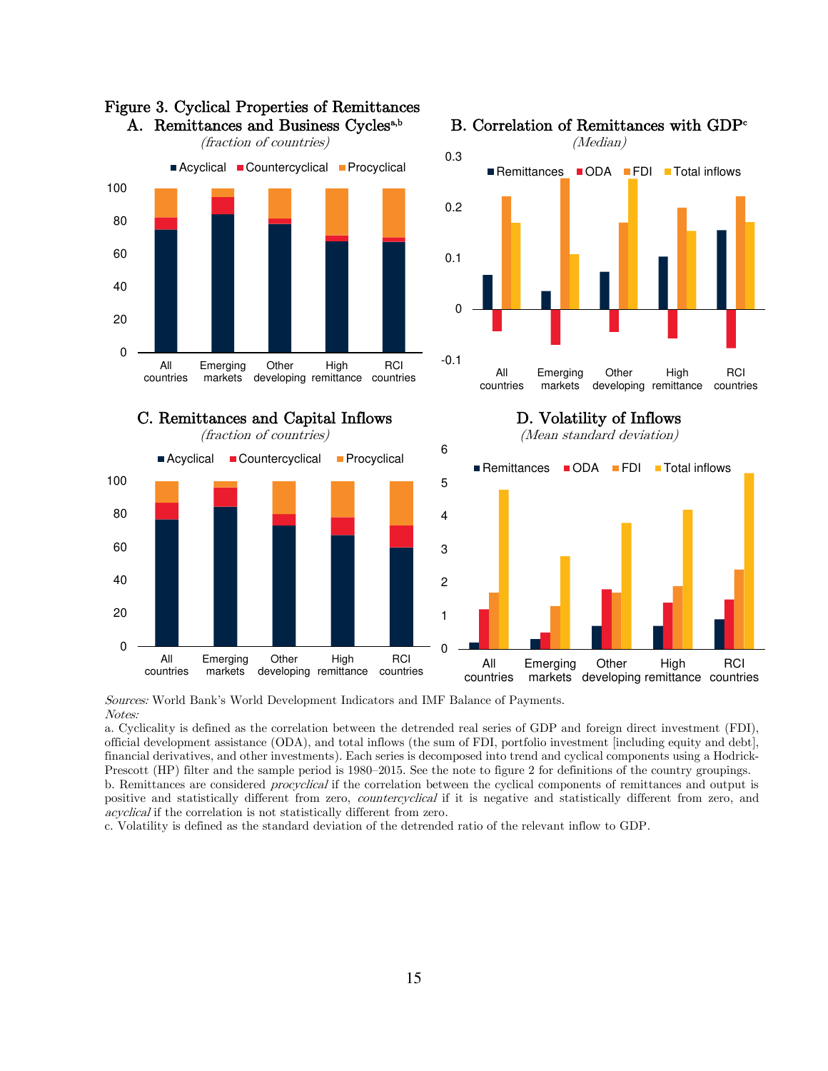# Figure 3. Cyclical Properties of Remittances

## A. Remittances and Business Cycles[a,b]

*(fraction of countries)*

## B. Correlation of Remittances with GDP[c]

*(Median)*

## C. Remittances and Capital Inflows

*(fraction of countries)*

## D. Volatility of Inflows

*(Mean standard deviation)*

*Sources:* World Bank's World Development Indicators and IMF Balance of Payments.

*Notes:*

a. Cyclicality is defined as the correlation between the detrended real series of GDP and foreign direct investment (FDI), official development assistance (ODA), and total inflows (the sum of FDI, portfolio investment [including equity and debt], financial derivatives, and other investments). Each series is decomposed into trend and cyclical components using a Hodrick-Prescott (HP) filter and the sample period is 1980–2015. See the note to figure 2 for definitions of the country groupings.

b. Remittances are considered *procyclical* if the correlation between the cyclical components of remittances and output is positive and statistically different from zero, *countercyclical* if it is negative and statistically different from zero, and *acyclical* if the correlation is not statistically different from zero.

c. Volatility is defined as the standard deviation of the detrended ratio of the relevant inflow to GDP.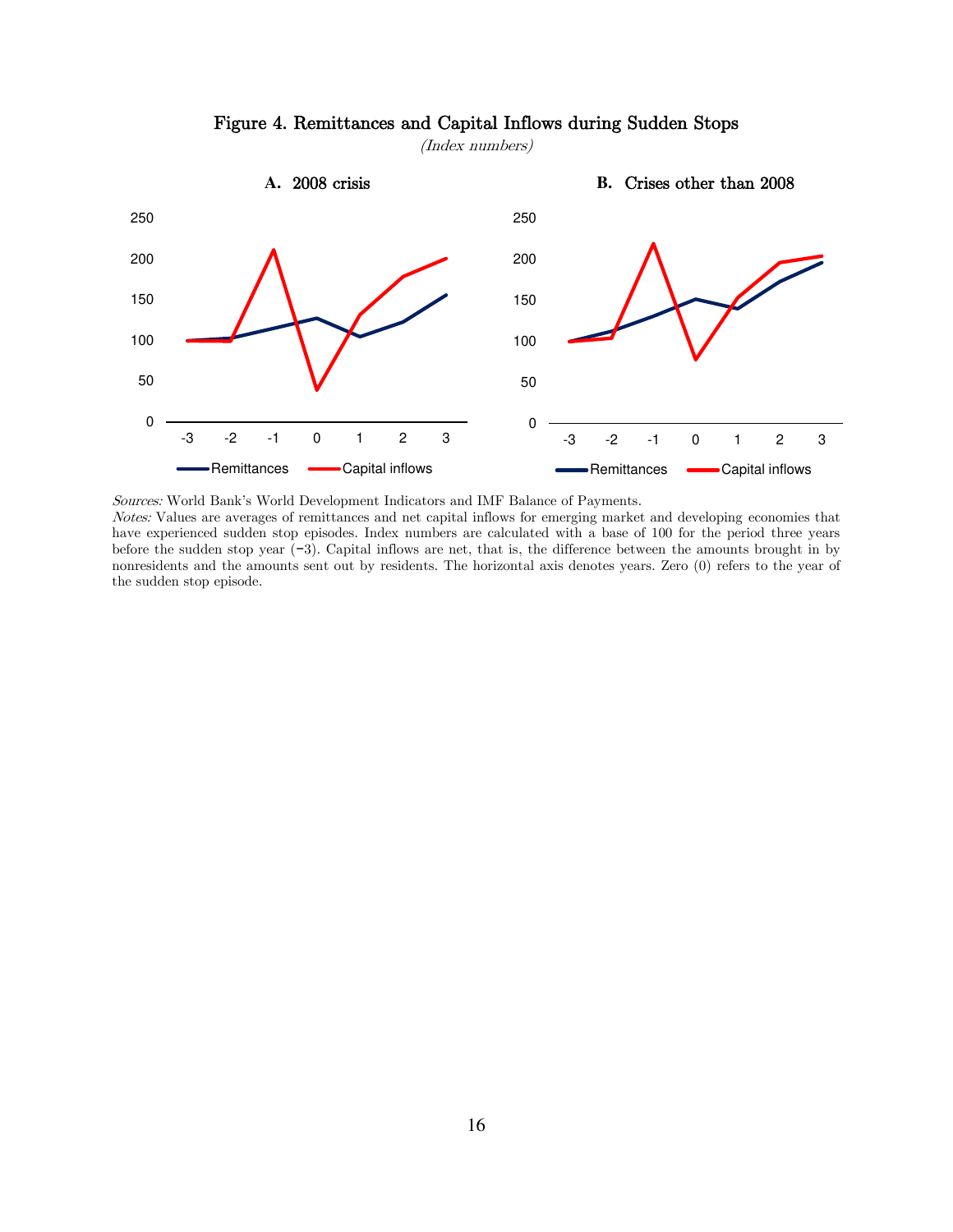## Figure 4. Remittances and Capital Inflows during Sudden Stops

*(Index numbers)*

**A. 2008 crisis**

**B. Crises other than 2008**

*Sources:* World Bank's World Development Indicators and IMF Balance of Payments.
*Notes:* Values are averages of remittances and net capital inflows for emerging market and developing economies that have experienced sudden stop episodes. Index numbers are calculated with a base of 100 for the period three years before the sudden stop year (−3). Capital inflows are net, that is, the difference between the amounts brought in by nonresidents and the amounts sent out by residents. The horizontal axis denotes years. Zero (0) refers to the year of the sudden stop episode.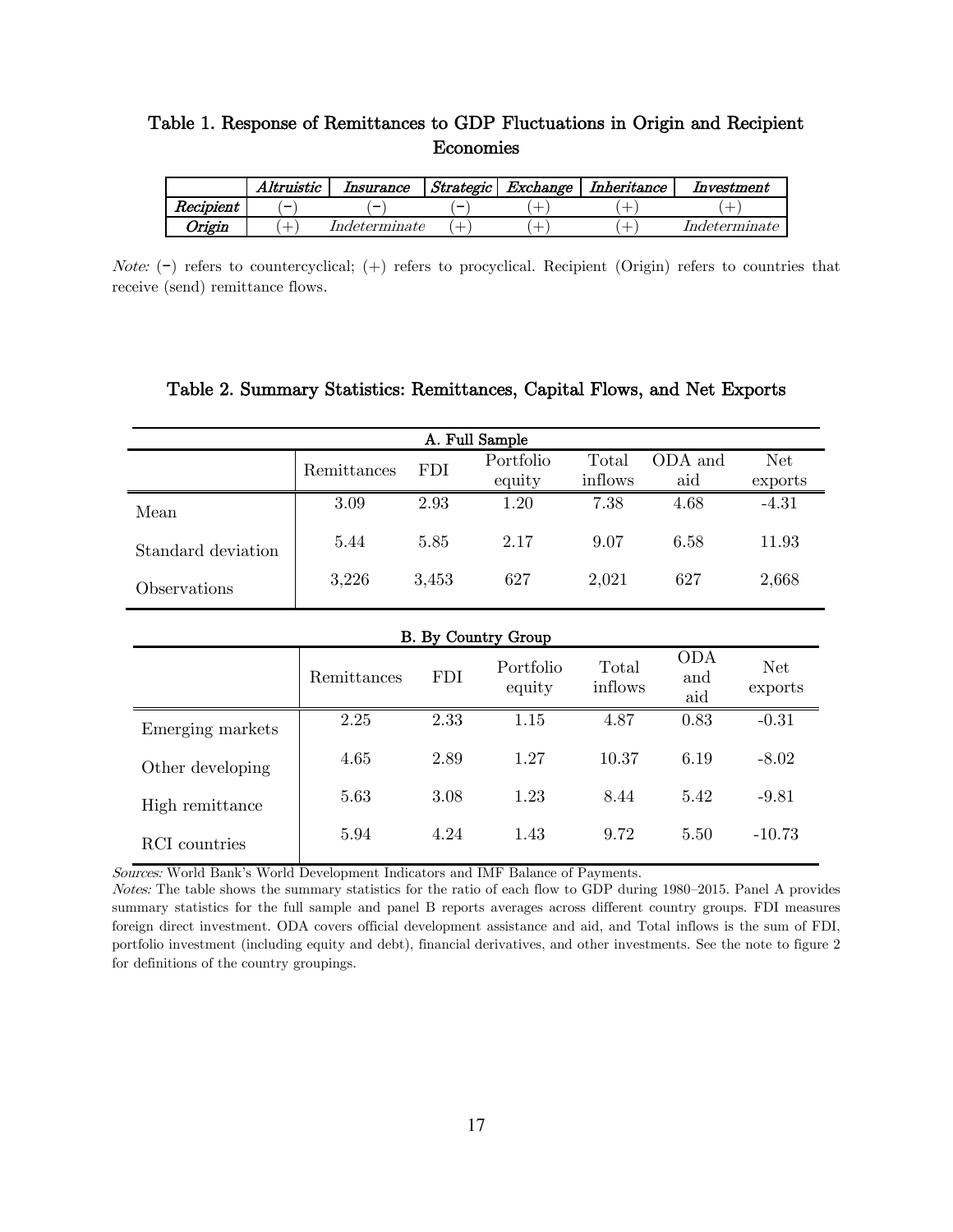### Table 1. Response of Remittances to GDP Fluctuations in Origin and Recipient Economies

| | *Altruistic* | *Insurance* | *Strategic* | *Exchange* | *Inheritance* | *Investment* |
|---|---|---|---|---|---|---|
| ***Recipient*** | (−) | (−) | (−) | (+) | (+) | (+) |
| ***Origin*** | (+) | *Indeterminate* | (+) | (+) | (+) | *Indeterminate* |

*Note:* (−) refers to countercyclical; (+) refers to procyclical. Recipient (Origin) refers to countries that receive (send) remittance flows.

### Table 2. Summary Statistics: Remittances, Capital Flows, and Net Exports

**A. Full Sample**

| | Remittances | FDI | Portfolio equity | Total inflows | ODA and aid | Net exports |
|---|---|---|---|---|---|---|
| Mean | 3.09 | 2.93 | 1.20 | 7.38 | 4.68 | -4.31 |
| Standard deviation | 5.44 | 5.85 | 2.17 | 9.07 | 6.58 | 11.93 |
| Observations | 3,226 | 3,453 | 627 | 2,021 | 627 | 2,668 |

**B. By Country Group**

| | Remittances | FDI | Portfolio equity | Total inflows | ODA and aid | Net exports |
|---|---|---|---|---|---|---|
| Emerging markets | 2.25 | 2.33 | 1.15 | 4.87 | 0.83 | -0.31 |
| Other developing | 4.65 | 2.89 | 1.27 | 10.37 | 6.19 | -8.02 |
| High remittance | 5.63 | 3.08 | 1.23 | 8.44 | 5.42 | -9.81 |
| RCI countries | 5.94 | 4.24 | 1.43 | 9.72 | 5.50 | -10.73 |

*Sources:* World Bank's World Development Indicators and IMF Balance of Payments.

*Notes:* The table shows the summary statistics for the ratio of each flow to GDP during 1980–2015. Panel A provides summary statistics for the full sample and panel B reports averages across different country groups. FDI measures foreign direct investment. ODA covers official development assistance and aid, and Total inflows is the sum of FDI, portfolio investment (including equity and debt), financial derivatives, and other investments. See the note to figure 2 for definitions of the country groupings.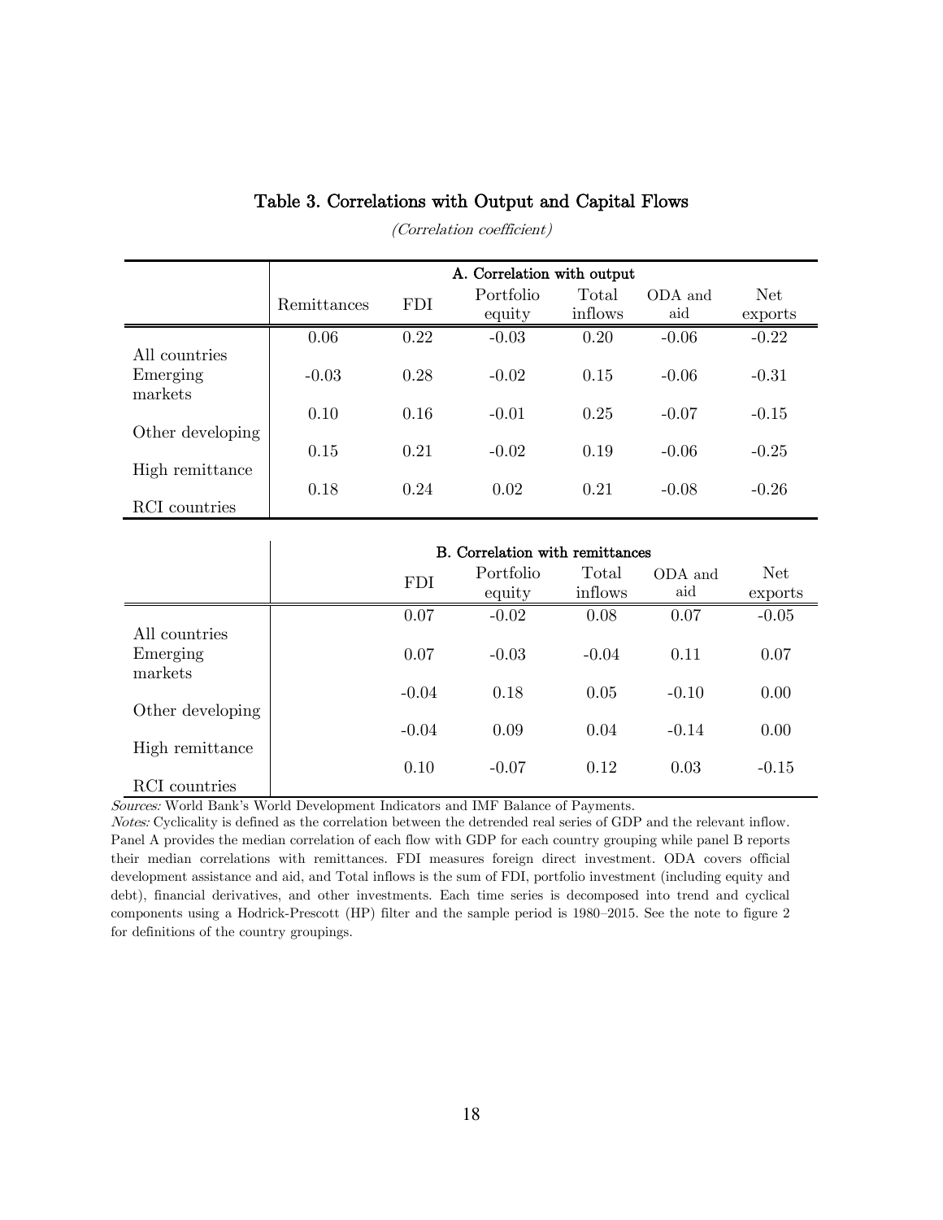## Table 3. Correlations with Output and Capital Flows

*(Correlation coefficient)*

| | A. Correlation with output | | | | | |
|---|---|---|---|---|---|---|
| | Remittances | FDI | Portfolio equity | Total inflows | ODA and aid | Net exports |
| All countries | 0.06 | 0.22 | -0.03 | 0.20 | -0.06 | -0.22 |
| Emerging markets | -0.03 | 0.28 | -0.02 | 0.15 | -0.06 | -0.31 |
| Other developing | 0.10 | 0.16 | -0.01 | 0.25 | -0.07 | -0.15 |
| High remittance | 0.15 | 0.21 | -0.02 | 0.19 | -0.06 | -0.25 |
| RCI countries | 0.18 | 0.24 | 0.02 | 0.21 | -0.08 | -0.26 |

| | B. Correlation with remittances | | | | |
|---|---|---|---|---|---|
| | FDI | Portfolio equity | Total inflows | ODA and aid | Net exports |
| All countries | 0.07 | -0.02 | 0.08 | 0.07 | -0.05 |
| Emerging markets | 0.07 | -0.03 | -0.04 | 0.11 | 0.07 |
| Other developing | -0.04 | 0.18 | 0.05 | -0.10 | 0.00 |
| High remittance | -0.04 | 0.09 | 0.04 | -0.14 | 0.00 |
| RCI countries | 0.10 | -0.07 | 0.12 | 0.03 | -0.15 |

*Sources:* World Bank's World Development Indicators and IMF Balance of Payments.

*Notes:* Cyclicality is defined as the correlation between the detrended real series of GDP and the relevant inflow. Panel A provides the median correlation of each flow with GDP for each country grouping while panel B reports their median correlations with remittances. FDI measures foreign direct investment. ODA covers official development assistance and aid, and Total inflows is the sum of FDI, portfolio investment (including equity and debt), financial derivatives, and other investments. Each time series is decomposed into trend and cyclical components using a Hodrick-Prescott (HP) filter and the sample period is 1980–2015. See the note to figure 2 for definitions of the country groupings.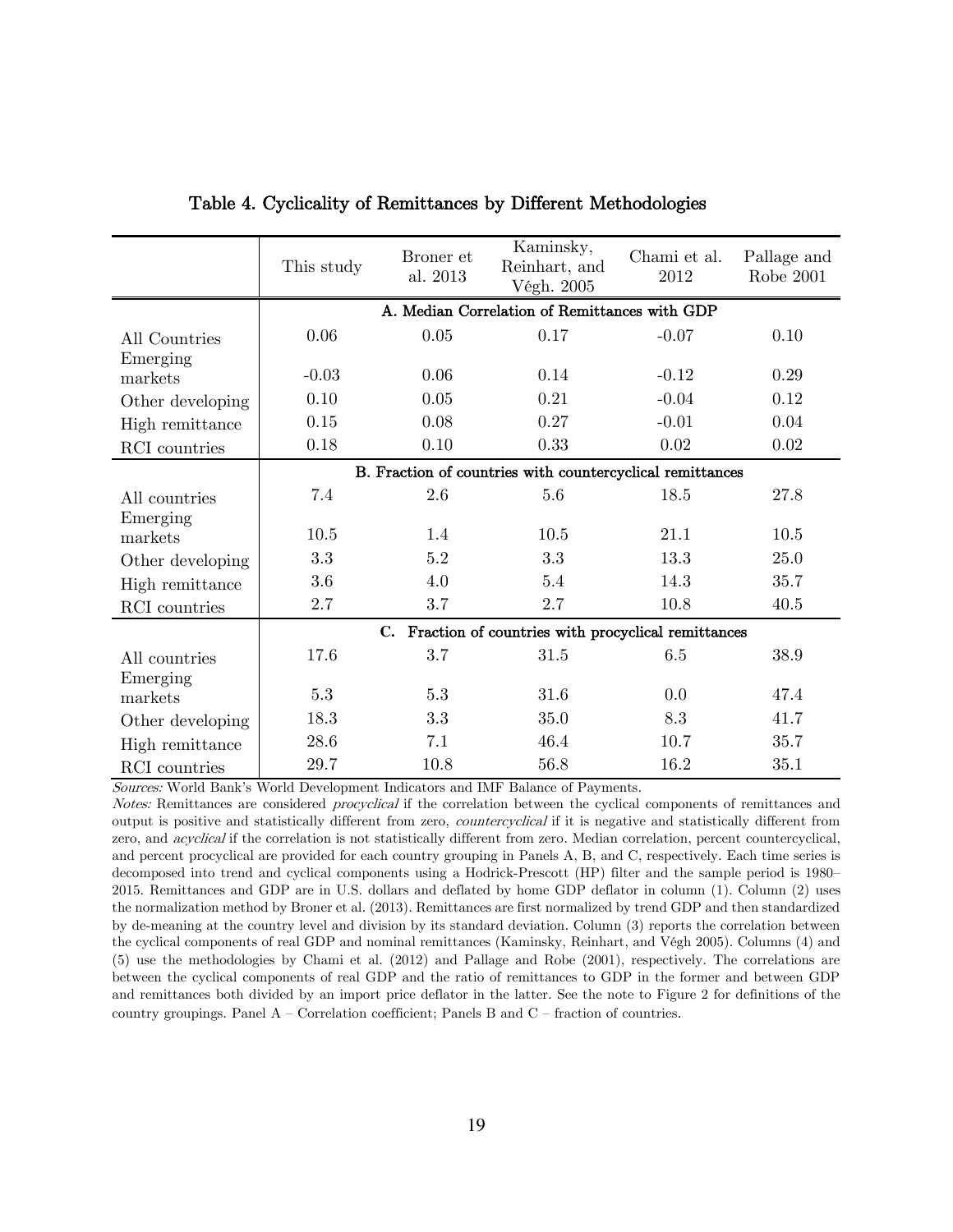## Table 4. Cyclicality of Remittances by Different Methodologies

| | This study | Broner et al. 2013 | Kaminsky, Reinhart, and Végh. 2005 | Chami et al. 2012 | Pallage and Robe 2001 |
|---|---|---|---|---|---|
| | **A. Median Correlation of Remittances with GDP** | | | | |
| All Countries | 0.06 | 0.05 | 0.17 | -0.07 | 0.10 |
| Emerging markets | -0.03 | 0.06 | 0.14 | -0.12 | 0.29 |
| Other developing | 0.10 | 0.05 | 0.21 | -0.04 | 0.12 |
| High remittance | 0.15 | 0.08 | 0.27 | -0.01 | 0.04 |
| RCI countries | 0.18 | 0.10 | 0.33 | 0.02 | 0.02 |
| | **B. Fraction of countries with countercyclical remittances** | | | | |
| All countries | 7.4 | 2.6 | 5.6 | 18.5 | 27.8 |
| Emerging markets | 10.5 | 1.4 | 10.5 | 21.1 | 10.5 |
| Other developing | 3.3 | 5.2 | 3.3 | 13.3 | 25.0 |
| High remittance | 3.6 | 4.0 | 5.4 | 14.3 | 35.7 |
| RCI countries | 2.7 | 3.7 | 2.7 | 10.8 | 40.5 |
| | **C. Fraction of countries with procyclical remittances** | | | | |
| All countries | 17.6 | 3.7 | 31.5 | 6.5 | 38.9 |
| Emerging markets | 5.3 | 5.3 | 31.6 | 0.0 | 47.4 |
| Other developing | 18.3 | 3.3 | 35.0 | 8.3 | 41.7 |
| High remittance | 28.6 | 7.1 | 46.4 | 10.7 | 35.7 |
| RCI countries | 29.7 | 10.8 | 56.8 | 16.2 | 35.1 |

*Sources:* World Bank's World Development Indicators and IMF Balance of Payments.

*Notes:* Remittances are considered *procyclical* if the correlation between the cyclical components of remittances and output is positive and statistically different from zero, *countercyclical* if it is negative and statistically different from zero, and *acyclical* if the correlation is not statistically different from zero. Median correlation, percent countercyclical, and percent procyclical are provided for each country grouping in Panels A, B, and C, respectively. Each time series is decomposed into trend and cyclical components using a Hodrick-Prescott (HP) filter and the sample period is 1980–2015. Remittances and GDP are in U.S. dollars and deflated by home GDP deflator in column (1). Column (2) uses the normalization method by Broner et al. (2013). Remittances are first normalized by trend GDP and then standardized by de-meaning at the country level and division by its standard deviation. Column (3) reports the correlation between the cyclical components of real GDP and nominal remittances (Kaminsky, Reinhart, and Végh 2005). Columns (4) and (5) use the methodologies by Chami et al. (2012) and Pallage and Robe (2001), respectively. The correlations are between the cyclical components of real GDP and the ratio of remittances to GDP in the former and between GDP and remittances both divided by an import price deflator in the latter. See the note to Figure 2 for definitions of the country groupings. Panel A – Correlation coefficient; Panels B and C – fraction of countries.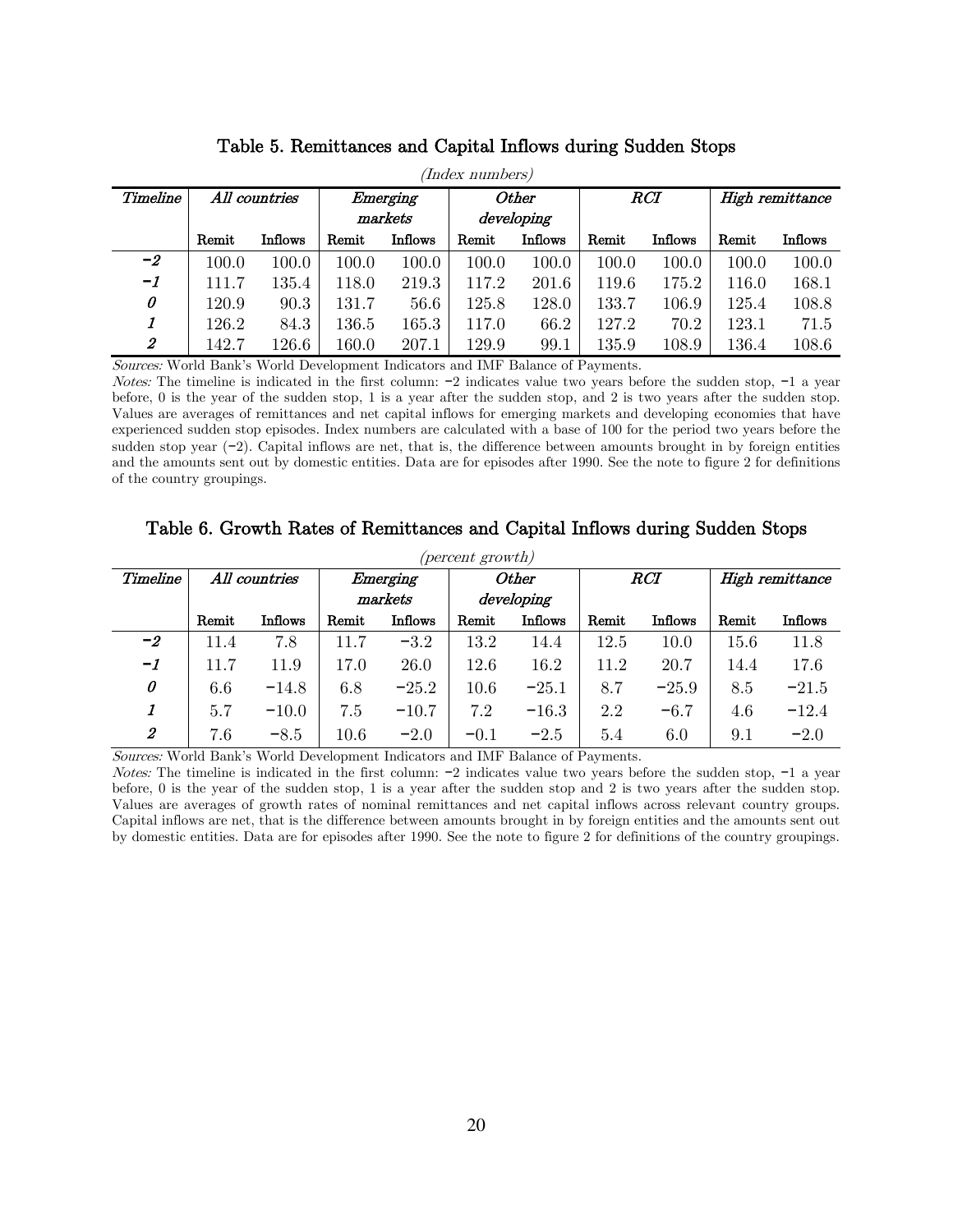## Table 5. Remittances and Capital Inflows during Sudden Stops

*(Index numbers)*

| *Timeline* | *All countries* | | *Emerging markets* | | *Other developing* | | *RCI* | | *High remittance* | |
|---|---|---|---|---|---|---|---|---|---|---|
| | Remit | Inflows | Remit | Inflows | Remit | Inflows | Remit | Inflows | Remit | Inflows |
| *−2* | 100.0 | 100.0 | 100.0 | 100.0 | 100.0 | 100.0 | 100.0 | 100.0 | 100.0 | 100.0 |
| *−1* | 111.7 | 135.4 | 118.0 | 219.3 | 117.2 | 201.6 | 119.6 | 175.2 | 116.0 | 168.1 |
| *0* | 120.9 | 90.3 | 131.7 | 56.6 | 125.8 | 128.0 | 133.7 | 106.9 | 125.4 | 108.8 |
| *1* | 126.2 | 84.3 | 136.5 | 165.3 | 117.0 | 66.2 | 127.2 | 70.2 | 123.1 | 71.5 |
| *2* | 142.7 | 126.6 | 160.0 | 207.1 | 129.9 | 99.1 | 135.9 | 108.9 | 136.4 | 108.6 |

*Sources:* World Bank's World Development Indicators and IMF Balance of Payments.
*Notes:* The timeline is indicated in the first column: −2 indicates value two years before the sudden stop, −1 a year before, 0 is the year of the sudden stop, 1 is a year after the sudden stop, and 2 is two years after the sudden stop. Values are averages of remittances and net capital inflows for emerging markets and developing economies that have experienced sudden stop episodes. Index numbers are calculated with a base of 100 for the period two years before the sudden stop year (−2). Capital inflows are net, that is, the difference between amounts brought in by foreign entities and the amounts sent out by domestic entities. Data are for episodes after 1990. See the note to figure 2 for definitions of the country groupings.

## Table 6. Growth Rates of Remittances and Capital Inflows during Sudden Stops

*(percent growth)*

| *Timeline* | *All countries* | | *Emerging markets* | | *Other developing* | | *RCI* | | *High remittance* | |
|---|---|---|---|---|---|---|---|---|---|---|
| | Remit | Inflows | Remit | Inflows | Remit | Inflows | Remit | Inflows | Remit | Inflows |
| *−2* | 11.4 | 7.8 | 11.7 | −3.2 | 13.2 | 14.4 | 12.5 | 10.0 | 15.6 | 11.8 |
| *−1* | 11.7 | 11.9 | 17.0 | 26.0 | 12.6 | 16.2 | 11.2 | 20.7 | 14.4 | 17.6 |
| *0* | 6.6 | −14.8 | 6.8 | −25.2 | 10.6 | −25.1 | 8.7 | −25.9 | 8.5 | −21.5 |
| *1* | 5.7 | −10.0 | 7.5 | −10.7 | 7.2 | −16.3 | 2.2 | −6.7 | 4.6 | −12.4 |
| *2* | 7.6 | −8.5 | 10.6 | −2.0 | −0.1 | −2.5 | 5.4 | 6.0 | 9.1 | −2.0 |

*Sources:* World Bank's World Development Indicators and IMF Balance of Payments.
*Notes:* The timeline is indicated in the first column: −2 indicates value two years before the sudden stop, −1 a year before, 0 is the year of the sudden stop, 1 is a year after the sudden stop and 2 is two years after the sudden stop. Values are averages of growth rates of nominal remittances and net capital inflows across relevant country groups. Capital inflows are net, that is the difference between amounts brought in by foreign entities and the amounts sent out by domestic entities. Data are for episodes after 1990. See the note to figure 2 for definitions of the country groupings.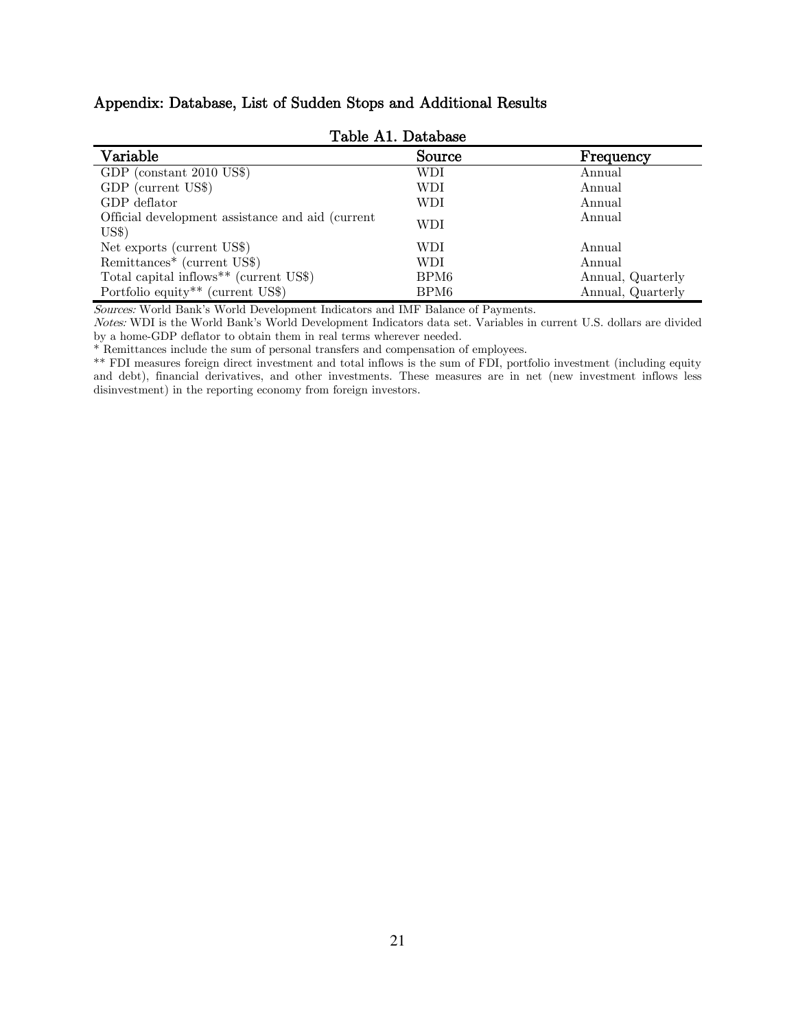## Appendix: Database, List of Sudden Stops and Additional Results

Table A1. Database

| Variable | Source | Frequency |
|---|---|---|
| GDP (constant 2010 US$) | WDI | Annual |
| GDP (current US$) | WDI | Annual |
| GDP deflator | WDI | Annual |
| Official development assistance and aid (current US$) | WDI | Annual |
| Net exports (current US$) | WDI | Annual |
| Remittances* (current US$) | WDI | Annual |
| Total capital inflows** (current US$) | BPM6 | Annual, Quarterly |
| Portfolio equity** (current US$) | BPM6 | Annual, Quarterly |

*Sources:* World Bank's World Development Indicators and IMF Balance of Payments.
*Notes:* WDI is the World Bank's World Development Indicators data set. Variables in current U.S. dollars are divided by a home-GDP deflator to obtain them in real terms wherever needed.
* Remittances include the sum of personal transfers and compensation of employees.
** FDI measures foreign direct investment and total inflows is the sum of FDI, portfolio investment (including equity and debt), financial derivatives, and other investments. These measures are in net (new investment inflows less disinvestment) in the reporting economy from foreign investors.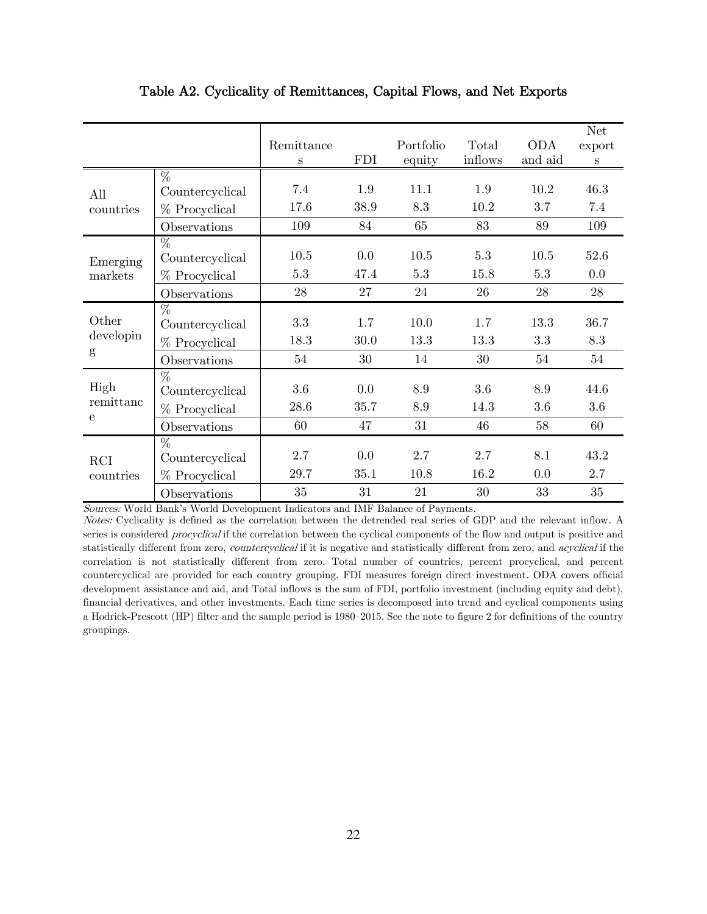# Table A2. Cyclicality of Remittances, Capital Flows, and Net Exports

| | | Remittances | FDI | Portfolio equity | Total inflows | ODA and aid | Net exports |
|---|---|---|---|---|---|---|---|
| All countries | % Countercyclical | 7.4 | 1.9 | 11.1 | 1.9 | 10.2 | 46.3 |
| | % Procyclical | 17.6 | 38.9 | 8.3 | 10.2 | 3.7 | 7.4 |
| | Observations | 109 | 84 | 65 | 83 | 89 | 109 |
| Emerging markets | % Countercyclical | 10.5 | 0.0 | 10.5 | 5.3 | 10.5 | 52.6 |
| | % Procyclical | 5.3 | 47.4 | 5.3 | 15.8 | 5.3 | 0.0 |
| | Observations | 28 | 27 | 24 | 26 | 28 | 28 |
| Other developing | % Countercyclical | 3.3 | 1.7 | 10.0 | 1.7 | 13.3 | 36.7 |
| | % Procyclical | 18.3 | 30.0 | 13.3 | 13.3 | 3.3 | 8.3 |
| | Observations | 54 | 30 | 14 | 30 | 54 | 54 |
| High remittance | % Countercyclical | 3.6 | 0.0 | 8.9 | 3.6 | 8.9 | 44.6 |
| | % Procyclical | 28.6 | 35.7 | 8.9 | 14.3 | 3.6 | 3.6 |
| | Observations | 60 | 47 | 31 | 46 | 58 | 60 |
| RCI countries | % Countercyclical | 2.7 | 0.0 | 2.7 | 2.7 | 8.1 | 43.2 |
| | % Procyclical | 29.7 | 35.1 | 10.8 | 16.2 | 0.0 | 2.7 |
| | Observations | 35 | 31 | 21 | 30 | 33 | 35 |

*Sources:* World Bank's World Development Indicators and IMF Balance of Payments.

*Notes:* Cyclicality is defined as the correlation between the detrended real series of GDP and the relevant inflow. A series is considered *procyclical* if the correlation between the cyclical components of the flow and output is positive and statistically different from zero, *countercyclical* if it is negative and statistically different from zero, and *acyclical* if the correlation is not statistically different from zero. Total number of countries, percent procyclical, and percent countercyclical are provided for each country grouping. FDI measures foreign direct investment. ODA covers official development assistance and aid, and Total inflows is the sum of FDI, portfolio investment (including equity and debt), financial derivatives, and other investments. Each time series is decomposed into trend and cyclical components using a Hodrick-Prescott (HP) filter and the sample period is 1980–2015. See the note to figure 2 for definitions of the country groupings.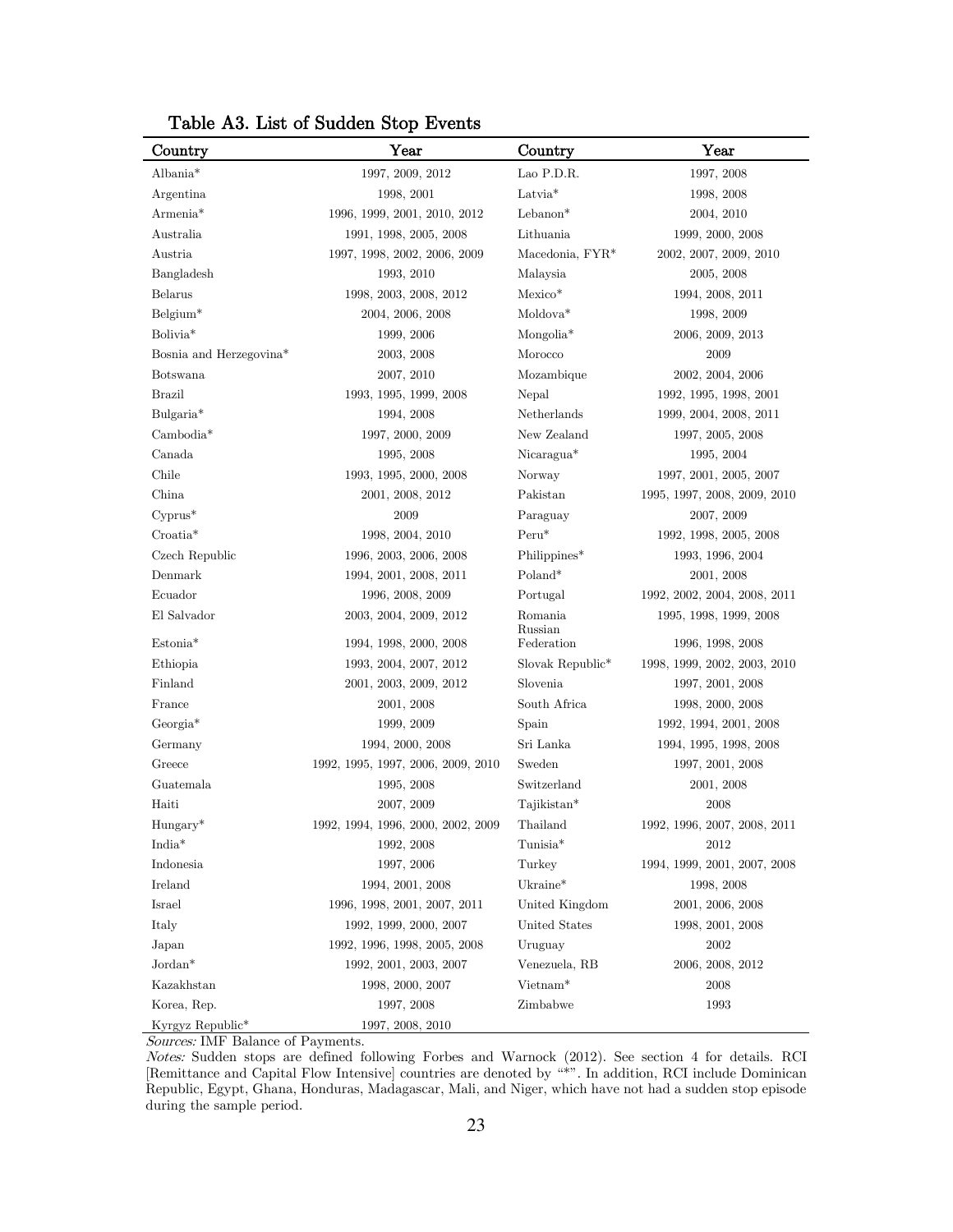**Table A3. List of Sudden Stop Events**

| Country | Year | Country | Year |
|---|---|---|---|
| Albania* | 1997, 2009, 2012 | Lao P.D.R. | 1997, 2008 |
| Argentina | 1998, 2001 | Latvia* | 1998, 2008 |
| Armenia* | 1996, 1999, 2001, 2010, 2012 | Lebanon* | 2004, 2010 |
| Australia | 1991, 1998, 2005, 2008 | Lithuania | 1999, 2000, 2008 |
| Austria | 1997, 1998, 2002, 2006, 2009 | Macedonia, FYR* | 2002, 2007, 2009, 2010 |
| Bangladesh | 1993, 2010 | Malaysia | 2005, 2008 |
| Belarus | 1998, 2003, 2008, 2012 | Mexico* | 1994, 2008, 2011 |
| Belgium* | 2004, 2006, 2008 | Moldova* | 1998, 2009 |
| Bolivia* | 1999, 2006 | Mongolia* | 2006, 2009, 2013 |
| Bosnia and Herzegovina* | 2003, 2008 | Morocco | 2009 |
| Botswana | 2007, 2010 | Mozambique | 2002, 2004, 2006 |
| Brazil | 1993, 1995, 1999, 2008 | Nepal | 1992, 1995, 1998, 2001 |
| Bulgaria* | 1994, 2008 | Netherlands | 1999, 2004, 2008, 2011 |
| Cambodia* | 1997, 2000, 2009 | New Zealand | 1997, 2005, 2008 |
| Canada | 1995, 2008 | Nicaragua* | 1995, 2004 |
| Chile | 1993, 1995, 2000, 2008 | Norway | 1997, 2001, 2005, 2007 |
| China | 2001, 2008, 2012 | Pakistan | 1995, 1997, 2008, 2009, 2010 |
| Cyprus* | 2009 | Paraguay | 2007, 2009 |
| Croatia* | 1998, 2004, 2010 | Peru* | 1992, 1998, 2005, 2008 |
| Czech Republic | 1996, 2003, 2006, 2008 | Philippines* | 1993, 1996, 2004 |
| Denmark | 1994, 2001, 2008, 2011 | Poland* | 2001, 2008 |
| Ecuador | 1996, 2008, 2009 | Portugal | 1992, 2002, 2004, 2008, 2011 |
| El Salvador | 2003, 2004, 2009, 2012 | Romania | 1995, 1998, 1999, 2008 |
| Estonia* | 1994, 1998, 2000, 2008 | Russian Federation | 1996, 1998, 2008 |
| Ethiopia | 1993, 2004, 2007, 2012 | Slovak Republic* | 1998, 1999, 2002, 2003, 2010 |
| Finland | 2001, 2003, 2009, 2012 | Slovenia | 1997, 2001, 2008 |
| France | 2001, 2008 | South Africa | 1998, 2000, 2008 |
| Georgia* | 1999, 2009 | Spain | 1992, 1994, 2001, 2008 |
| Germany | 1994, 2000, 2008 | Sri Lanka | 1994, 1995, 1998, 2008 |
| Greece | 1992, 1995, 1997, 2006, 2009, 2010 | Sweden | 1997, 2001, 2008 |
| Guatemala | 1995, 2008 | Switzerland | 2001, 2008 |
| Haiti | 2007, 2009 | Tajikistan* | 2008 |
| Hungary* | 1992, 1994, 1996, 2000, 2002, 2009 | Thailand | 1992, 1996, 2007, 2008, 2011 |
| India* | 1992, 2008 | Tunisia* | 2012 |
| Indonesia | 1997, 2006 | Turkey | 1994, 1999, 2001, 2007, 2008 |
| Ireland | 1994, 2001, 2008 | Ukraine* | 1998, 2008 |
| Israel | 1996, 1998, 2001, 2007, 2011 | United Kingdom | 2001, 2006, 2008 |
| Italy | 1992, 1999, 2000, 2007 | United States | 1998, 2001, 2008 |
| Japan | 1992, 1996, 1998, 2005, 2008 | Uruguay | 2002 |
| Jordan* | 1992, 2001, 2003, 2007 | Venezuela, RB | 2006, 2008, 2012 |
| Kazakhstan | 1998, 2000, 2007 | Vietnam* | 2008 |
| Korea, Rep. | 1997, 2008 | Zimbabwe | 1993 |
| Kyrgyz Republic* | 1997, 2008, 2010 | | |

*Sources:* IMF Balance of Payments.

*Notes:* Sudden stops are defined following Forbes and Warnock (2012). See section 4 for details. RCI [Remittance and Capital Flow Intensive] countries are denoted by "*". In addition, RCI include Dominican Republic, Egypt, Ghana, Honduras, Madagascar, Mali, and Niger, which have not had a sudden stop episode during the sample period.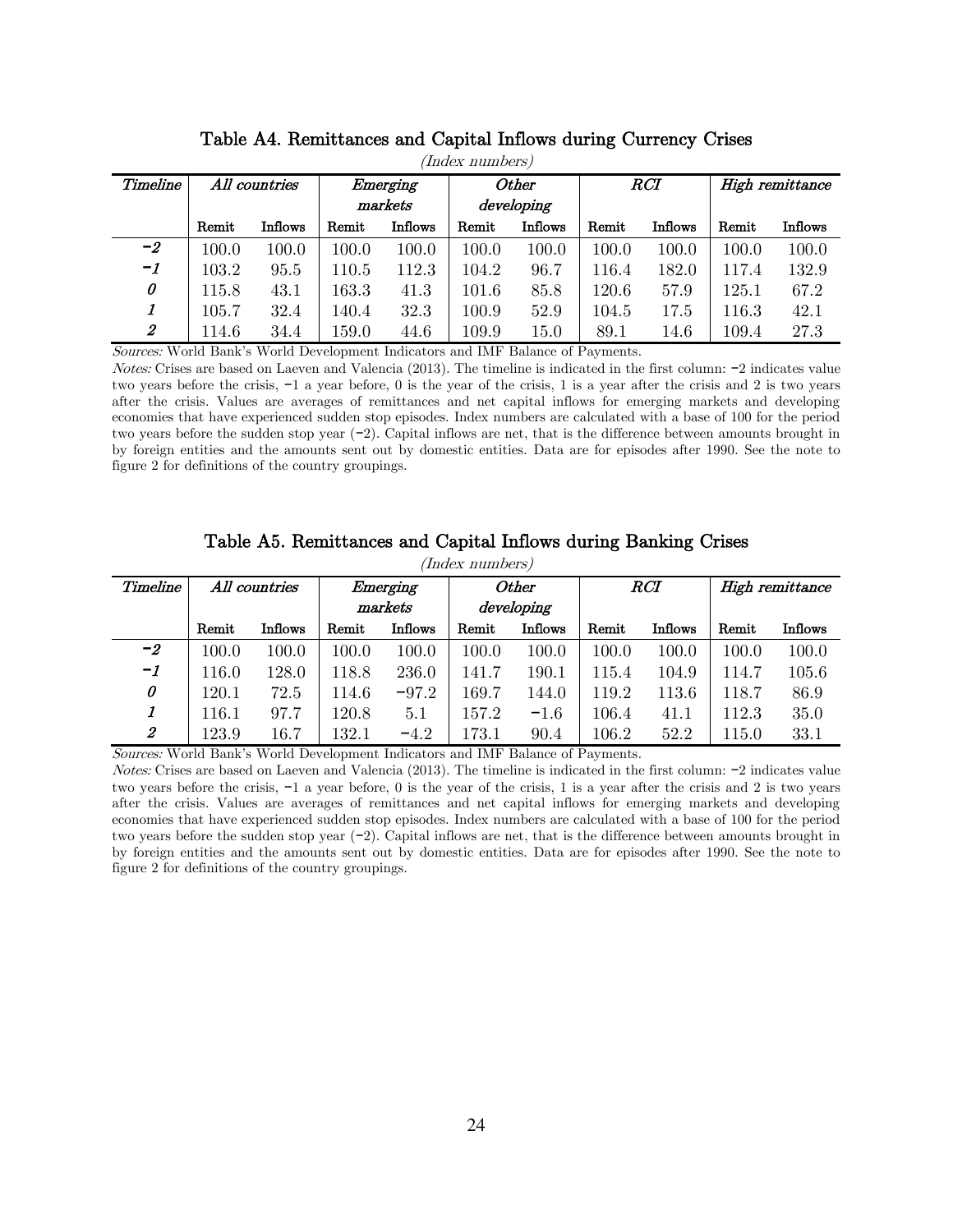## Table A4. Remittances and Capital Inflows during Currency Crises

*(Index numbers)*

| *Timeline* | *All countries* | | *Emerging markets* | | *Other developing* | | *RCI* | | *High remittance* | |
|---|---|---|---|---|---|---|---|---|---|---|
| | Remit | Inflows | Remit | Inflows | Remit | Inflows | Remit | Inflows | Remit | Inflows |
| *−2* | 100.0 | 100.0 | 100.0 | 100.0 | 100.0 | 100.0 | 100.0 | 100.0 | 100.0 | 100.0 |
| *−1* | 103.2 | 95.5 | 110.5 | 112.3 | 104.2 | 96.7 | 116.4 | 182.0 | 117.4 | 132.9 |
| *0* | 115.8 | 43.1 | 163.3 | 41.3 | 101.6 | 85.8 | 120.6 | 57.9 | 125.1 | 67.2 |
| *1* | 105.7 | 32.4 | 140.4 | 32.3 | 100.9 | 52.9 | 104.5 | 17.5 | 116.3 | 42.1 |
| *2* | 114.6 | 34.4 | 159.0 | 44.6 | 109.9 | 15.0 | 89.1 | 14.6 | 109.4 | 27.3 |

*Sources:* World Bank's World Development Indicators and IMF Balance of Payments.

*Notes:* Crises are based on Laeven and Valencia (2013). The timeline is indicated in the first column: −2 indicates value two years before the crisis, −1 a year before, 0 is the year of the crisis, 1 is a year after the crisis and 2 is two years after the crisis. Values are averages of remittances and net capital inflows for emerging markets and developing economies that have experienced sudden stop episodes. Index numbers are calculated with a base of 100 for the period two years before the sudden stop year (−2). Capital inflows are net, that is the difference between amounts brought in by foreign entities and the amounts sent out by domestic entities. Data are for episodes after 1990. See the note to figure 2 for definitions of the country groupings.

## Table A5. Remittances and Capital Inflows during Banking Crises

*(Index numbers)*

| *Timeline* | *All countries* | | *Emerging markets* | | *Other developing* | | *RCI* | | *High remittance* | |
|---|---|---|---|---|---|---|---|---|---|---|
| | Remit | Inflows | Remit | Inflows | Remit | Inflows | Remit | Inflows | Remit | Inflows |
| *−2* | 100.0 | 100.0 | 100.0 | 100.0 | 100.0 | 100.0 | 100.0 | 100.0 | 100.0 | 100.0 |
| *−1* | 116.0 | 128.0 | 118.8 | 236.0 | 141.7 | 190.1 | 115.4 | 104.9 | 114.7 | 105.6 |
| *0* | 120.1 | 72.5 | 114.6 | −97.2 | 169.7 | 144.0 | 119.2 | 113.6 | 118.7 | 86.9 |
| *1* | 116.1 | 97.7 | 120.8 | 5.1 | 157.2 | −1.6 | 106.4 | 41.1 | 112.3 | 35.0 |
| *2* | 123.9 | 16.7 | 132.1 | −4.2 | 173.1 | 90.4 | 106.2 | 52.2 | 115.0 | 33.1 |

*Sources:* World Bank's World Development Indicators and IMF Balance of Payments.

*Notes:* Crises are based on Laeven and Valencia (2013). The timeline is indicated in the first column: −2 indicates value two years before the crisis, −1 a year before, 0 is the year of the crisis, 1 is a year after the crisis and 2 is two years after the crisis. Values are averages of remittances and net capital inflows for emerging markets and developing economies that have experienced sudden stop episodes. Index numbers are calculated with a base of 100 for the period two years before the sudden stop year (−2). Capital inflows are net, that is the difference between amounts brought in by foreign entities and the amounts sent out by domestic entities. Data are for episodes after 1990. See the note to figure 2 for definitions of the country groupings.